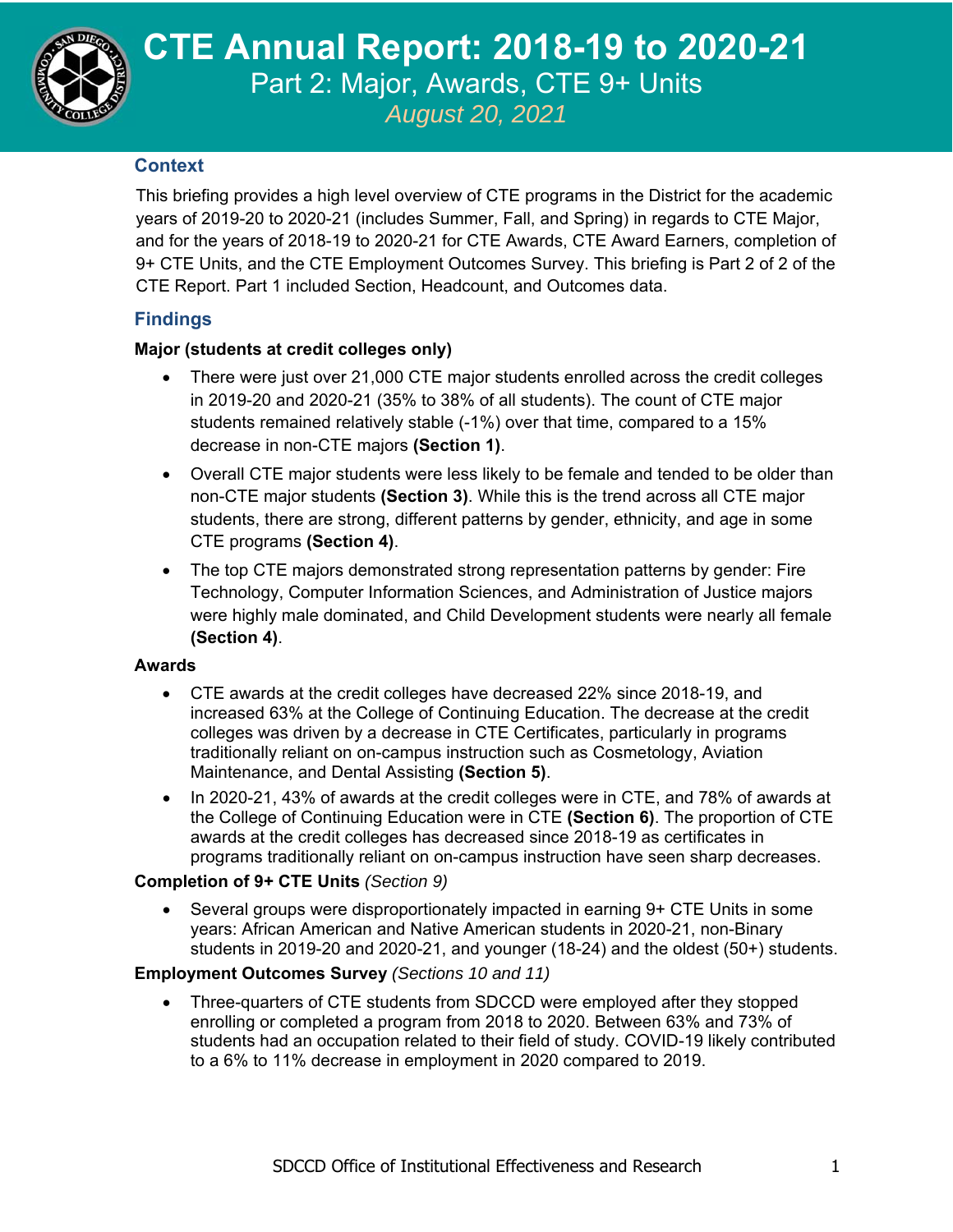# CTE Annual Report: 2018-19 to 2020-21

## Part 2: Major, Awards, CTE 9+ Units

*August 20, 2021*

## Context

This briefing provides a high level overview of CTE programs in the District for the academic years of 2019-20 to 2020-21 (includes Summer, Fall, and Spring) in regards to CTE Major, and for the years of 2018-19 to 2020-21 for CTE Awards, CTE Award Earners, completion of 9+ CTE Units, and the CTE Employment Outcomes Survey. This briefing is Part 2 of 2 of the CTE Report. Part 1 included Section, Headcount, and Outcomes data.

## Findings

**Major (students at credit colleges only)**

- There were just over 21,000 CTE major students enrolled across the credit colleges in 2019-20 and 2020-21 (35% to 38% of all students). The count of CTE major students remained relatively stable (-1%) over that time, compared to a 15% decrease in non-CTE majors **(Section 1)**.
- Overall CTE major students were less likely to be female and tended to be older than non-CTE major students **(Section 3)**. While this is the trend across all CTE major students, there are strong, different patterns by gender, ethnicity, and age in some CTE programs **(Section 4)**.
- The top CTE majors demonstrated strong representation patterns by gender: Fire Technology, Computer Information Sciences, and Administration of Justice majors were highly male dominated, and Child Development students were nearly all female **(Section 4)**.

**Awards**

- CTE awards at the credit colleges have decreased 22% since 2018-19, and increased 63% at the College of Continuing Education. The decrease at the credit colleges was driven by a decrease in CTE Certificates, particularly in programs traditionally reliant on on-campus instruction such as Cosmetology, Aviation Maintenance, and Dental Assisting **(Section 5)**.
- In 2020-21, 43% of awards at the credit colleges were in CTE, and 78% of awards at the College of Continuing Education were in CTE **(Section 6)**. The proportion of CTE awards at the credit colleges has decreased since 2018-19 as certificates in programs traditionally reliant on on-campus instruction have seen sharp decreases.

**Completion of 9+ CTE Units** *(Section 9)*

- Several groups were disproportionately impacted in earning 9+ CTE Units in some years: African American and Native American students in 2020-21, non-Binary students in 2019-20 and 2020-21, and younger (18-24) and the oldest (50+) students.

**Employment Outcomes Survey** *(Sections 10 and 11)*

- Three-quarters of CTE students from SDCCD were employed after they stopped enrolling or completed a program from 2018 to 2020. Between 63% and 73% of students had an occupation related to their field of study. COVID-19 likely contributed to a 6% to 11% decrease in employment in 2020 compared to 2019.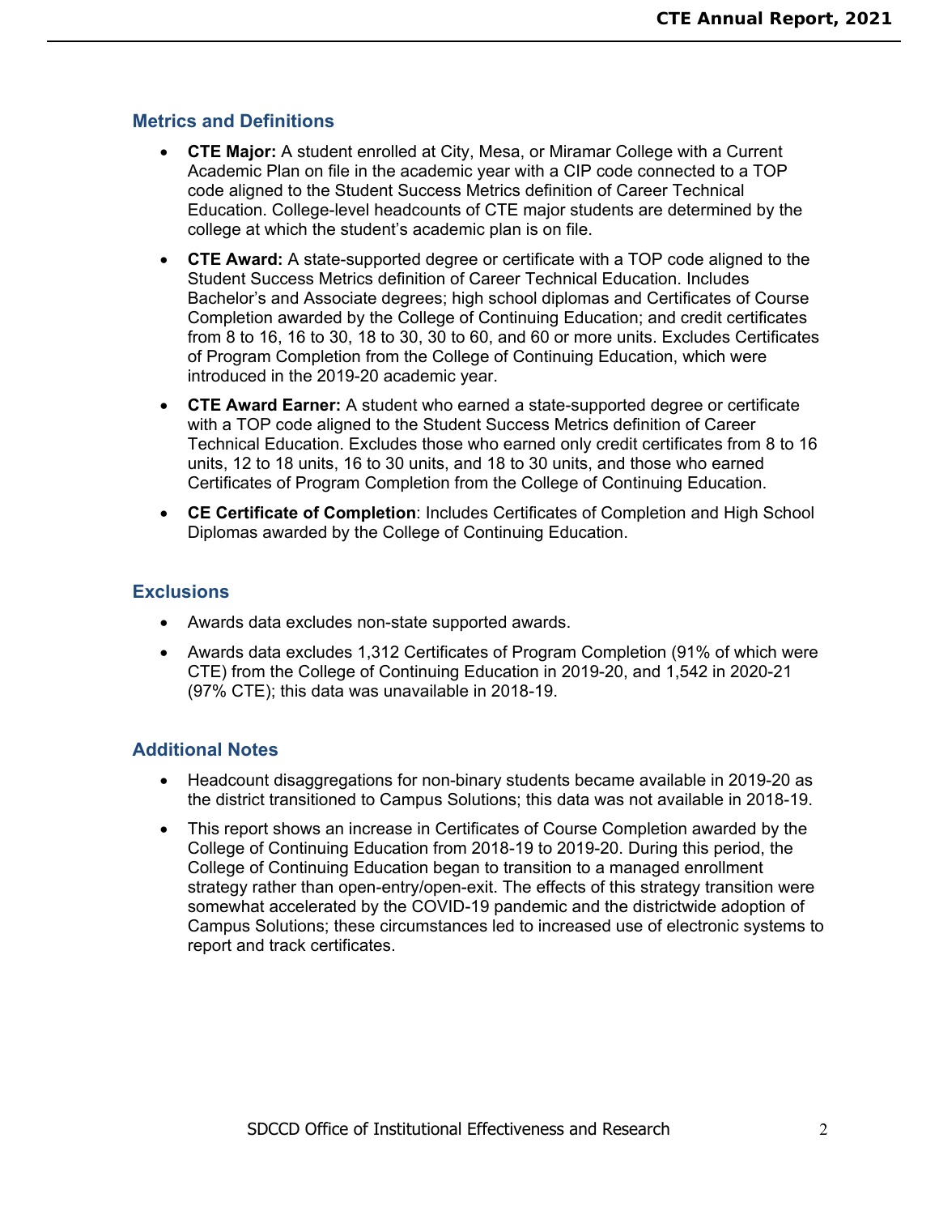## Metrics and Definitions

- **CTE Major:** A student enrolled at City, Mesa, or Miramar College with a Current Academic Plan on file in the academic year with a CIP code connected to a TOP code aligned to the Student Success Metrics definition of Career Technical Education. College-level headcounts of CTE major students are determined by the college at which the student's academic plan is on file.
- **CTE Award:** A state-supported degree or certificate with a TOP code aligned to the Student Success Metrics definition of Career Technical Education. Includes Bachelor's and Associate degrees; high school diplomas and Certificates of Course Completion awarded by the College of Continuing Education; and credit certificates from 8 to 16, 16 to 30, 18 to 30, 30 to 60, and 60 or more units. Excludes Certificates of Program Completion from the College of Continuing Education, which were introduced in the 2019-20 academic year.
- **CTE Award Earner:** A student who earned a state-supported degree or certificate with a TOP code aligned to the Student Success Metrics definition of Career Technical Education. Excludes those who earned only credit certificates from 8 to 16 units, 12 to 18 units, 16 to 30 units, and 18 to 30 units, and those who earned Certificates of Program Completion from the College of Continuing Education.
- **CE Certificate of Completion**: Includes Certificates of Completion and High School Diplomas awarded by the College of Continuing Education.

## Exclusions

- Awards data excludes non-state supported awards.
- Awards data excludes 1,312 Certificates of Program Completion (91% of which were CTE) from the College of Continuing Education in 2019-20, and 1,542 in 2020-21 (97% CTE); this data was unavailable in 2018-19.

## Additional Notes

- Headcount disaggregations for non-binary students became available in 2019-20 as the district transitioned to Campus Solutions; this data was not available in 2018-19.
- This report shows an increase in Certificates of Course Completion awarded by the College of Continuing Education from 2018-19 to 2019-20. During this period, the College of Continuing Education began to transition to a managed enrollment strategy rather than open-entry/open-exit. The effects of this strategy transition were somewhat accelerated by the COVID-19 pandemic and the districtwide adoption of Campus Solutions; these circumstances led to increased use of electronic systems to report and track certificates.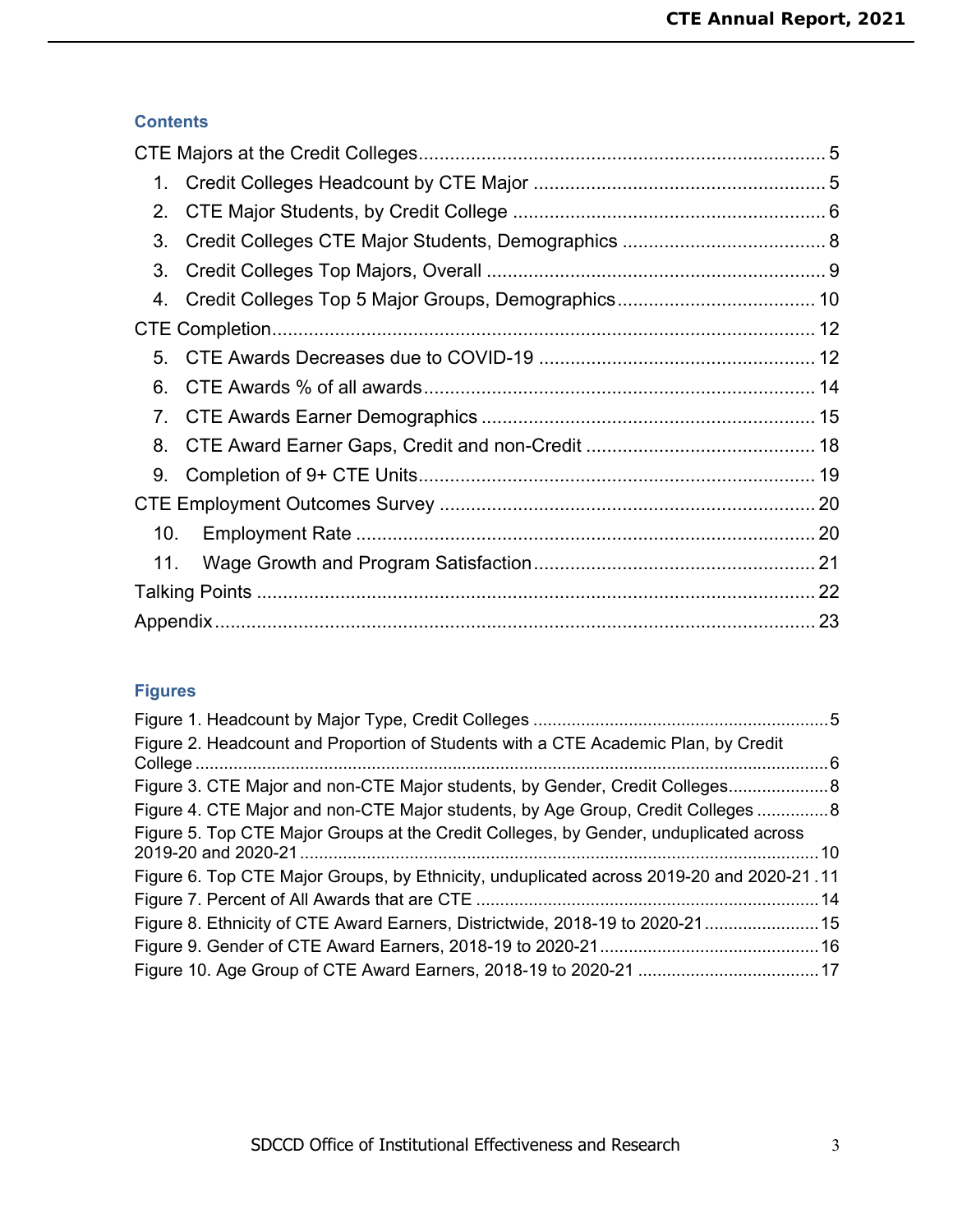## Contents

CTE Majors at the Credit Colleges .......... 5

1. Credit Colleges Headcount by CTE Major .......... 5
2. CTE Major Students, by Credit College .......... 6
3. Credit Colleges CTE Major Students, Demographics .......... 8
3. Credit Colleges Top Majors, Overall .......... 9
4. Credit Colleges Top 5 Major Groups, Demographics .......... 10

CTE Completion .......... 12

5. CTE Awards Decreases due to COVID-19 .......... 12
6. CTE Awards % of all awards .......... 14
7. CTE Awards Earner Demographics .......... 15
8. CTE Award Earner Gaps, Credit and non-Credit .......... 18
9. Completion of 9+ CTE Units .......... 19

CTE Employment Outcomes Survey .......... 20

10. Employment Rate .......... 20
11. Wage Growth and Program Satisfaction .......... 21

Talking Points .......... 22

Appendix .......... 23

## Figures

Figure 1. Headcount by Major Type, Credit Colleges .......... 5
Figure 2. Headcount and Proportion of Students with a CTE Academic Plan, by Credit College .......... 6
Figure 3. CTE Major and non-CTE Major students, by Gender, Credit Colleges .......... 8
Figure 4. CTE Major and non-CTE Major students, by Age Group, Credit Colleges .......... 8
Figure 5. Top CTE Major Groups at the Credit Colleges, by Gender, unduplicated across 2019-20 and 2020-21 .......... 10
Figure 6. Top CTE Major Groups, by Ethnicity, unduplicated across 2019-20 and 2020-21 .......... 11
Figure 7. Percent of All Awards that are CTE .......... 14
Figure 8. Ethnicity of CTE Award Earners, Districtwide, 2018-19 to 2020-21 .......... 15
Figure 9. Gender of CTE Award Earners, 2018-19 to 2020-21 .......... 16
Figure 10. Age Group of CTE Award Earners, 2018-19 to 2020-21 .......... 17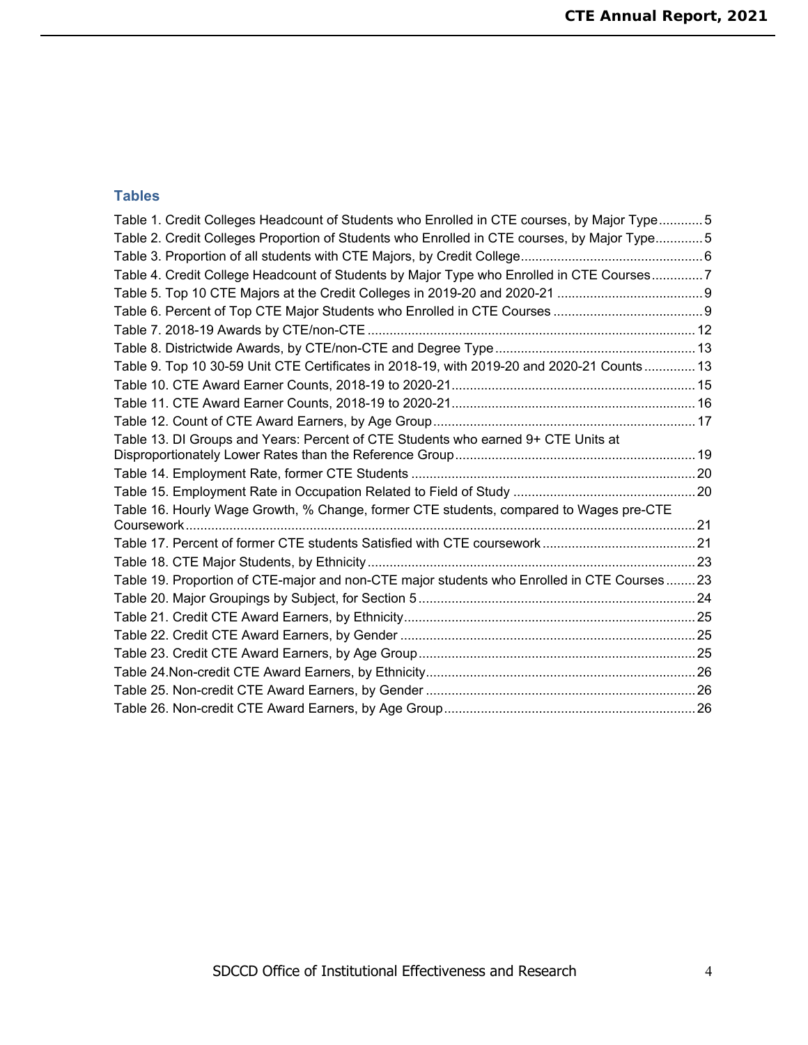## Tables

Table 1. Credit Colleges Headcount of Students who Enrolled in CTE courses, by Major Type ............ 5
Table 2. Credit Colleges Proportion of Students who Enrolled in CTE courses, by Major Type ............ 5
Table 3. Proportion of all students with CTE Majors, by Credit College ............ 6
Table 4. Credit College Headcount of Students by Major Type who Enrolled in CTE Courses ............ 7
Table 5. Top 10 CTE Majors at the Credit Colleges in 2019-20 and 2020-21 ............ 9
Table 6. Percent of Top CTE Major Students who Enrolled in CTE Courses ............ 9
Table 7. 2018-19 Awards by CTE/non-CTE ............ 12
Table 8. Districtwide Awards, by CTE/non-CTE and Degree Type ............ 13
Table 9. Top 10 30-59 Unit CTE Certificates in 2018-19, with 2019-20 and 2020-21 Counts ............ 13
Table 10. CTE Award Earner Counts, 2018-19 to 2020-21 ............ 15
Table 11. CTE Award Earner Counts, 2018-19 to 2020-21 ............ 16
Table 12. Count of CTE Award Earners, by Age Group ............ 17
Table 13. DI Groups and Years: Percent of CTE Students who earned 9+ CTE Units at Disproportionately Lower Rates than the Reference Group ............ 19
Table 14. Employment Rate, former CTE Students ............ 20
Table 15. Employment Rate in Occupation Related to Field of Study ............ 20
Table 16. Hourly Wage Growth, % Change, former CTE students, compared to Wages pre-CTE Coursework ............ 21
Table 17. Percent of former CTE students Satisfied with CTE coursework ............ 21
Table 18. CTE Major Students, by Ethnicity ............ 23
Table 19. Proportion of CTE-major and non-CTE major students who Enrolled in CTE Courses ............ 23
Table 20. Major Groupings by Subject, for Section 5 ............ 24
Table 21. Credit CTE Award Earners, by Ethnicity ............ 25
Table 22. Credit CTE Award Earners, by Gender ............ 25
Table 23. Credit CTE Award Earners, by Age Group ............ 25
Table 24.Non-credit CTE Award Earners, by Ethnicity ............ 26
Table 25. Non-credit CTE Award Earners, by Gender ............ 26
Table 26. Non-credit CTE Award Earners, by Age Group ............ 26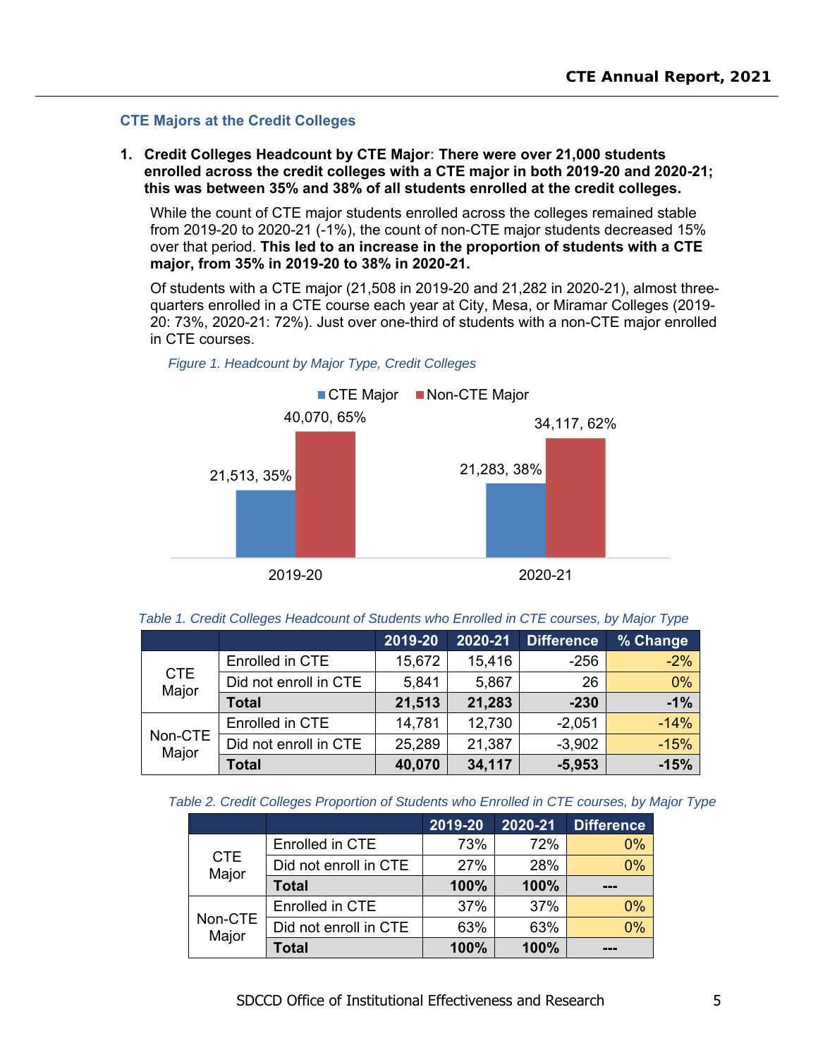## CTE Majors at the Credit Colleges

1. **Credit Colleges Headcount by CTE Major: There were over 21,000 students enrolled across the credit colleges with a CTE major in both 2019-20 and 2020-21; this was between 35% and 38% of all students enrolled at the credit colleges.**

   While the count of CTE major students enrolled across the colleges remained stable from 2019-20 to 2020-21 (-1%), the count of non-CTE major students decreased 15% over that period. **This led to an increase in the proportion of students with a CTE major, from 35% in 2019-20 to 38% in 2020-21.**

   Of students with a CTE major (21,508 in 2019-20 and 21,282 in 2020-21), almost three-quarters enrolled in a CTE course each year at City, Mesa, or Miramar Colleges (2019-20: 73%, 2020-21: 72%). Just over one-third of students with a non-CTE major enrolled in CTE courses.

*Figure 1. Headcount by Major Type, Credit Colleges*

| | CTE Major | Non-CTE Major |
|---|---|---|
| 2019-20 | 21,513, 35% | 40,070, 65% |
| 2020-21 | 21,283, 38% | 34,117, 62% |

*Table 1. Credit Colleges Headcount of Students who Enrolled in CTE courses, by Major Type*

| | | 2019-20 | 2020-21 | Difference | % Change |
|---|---|---|---|---|---|
| CTE Major | Enrolled in CTE | 15,672 | 15,416 | -256 | -2% |
| | Did not enroll in CTE | 5,841 | 5,867 | 26 | 0% |
| | **Total** | **21,513** | **21,283** | **-230** | **-1%** |
| Non-CTE Major | Enrolled in CTE | 14,781 | 12,730 | -2,051 | -14% |
| | Did not enroll in CTE | 25,289 | 21,387 | -3,902 | -15% |
| | **Total** | **40,070** | **34,117** | **-5,953** | **-15%** |

*Table 2. Credit Colleges Proportion of Students who Enrolled in CTE courses, by Major Type*

| | | 2019-20 | 2020-21 | Difference |
|---|---|---|---|---|
| CTE Major | Enrolled in CTE | 73% | 72% | 0% |
| | Did not enroll in CTE | 27% | 28% | 0% |
| | **Total** | **100%** | **100%** | **---** |
| Non-CTE Major | Enrolled in CTE | 37% | 37% | 0% |
| | Did not enroll in CTE | 63% | 63% | 0% |
| | **Total** | **100%** | **100%** | **---** |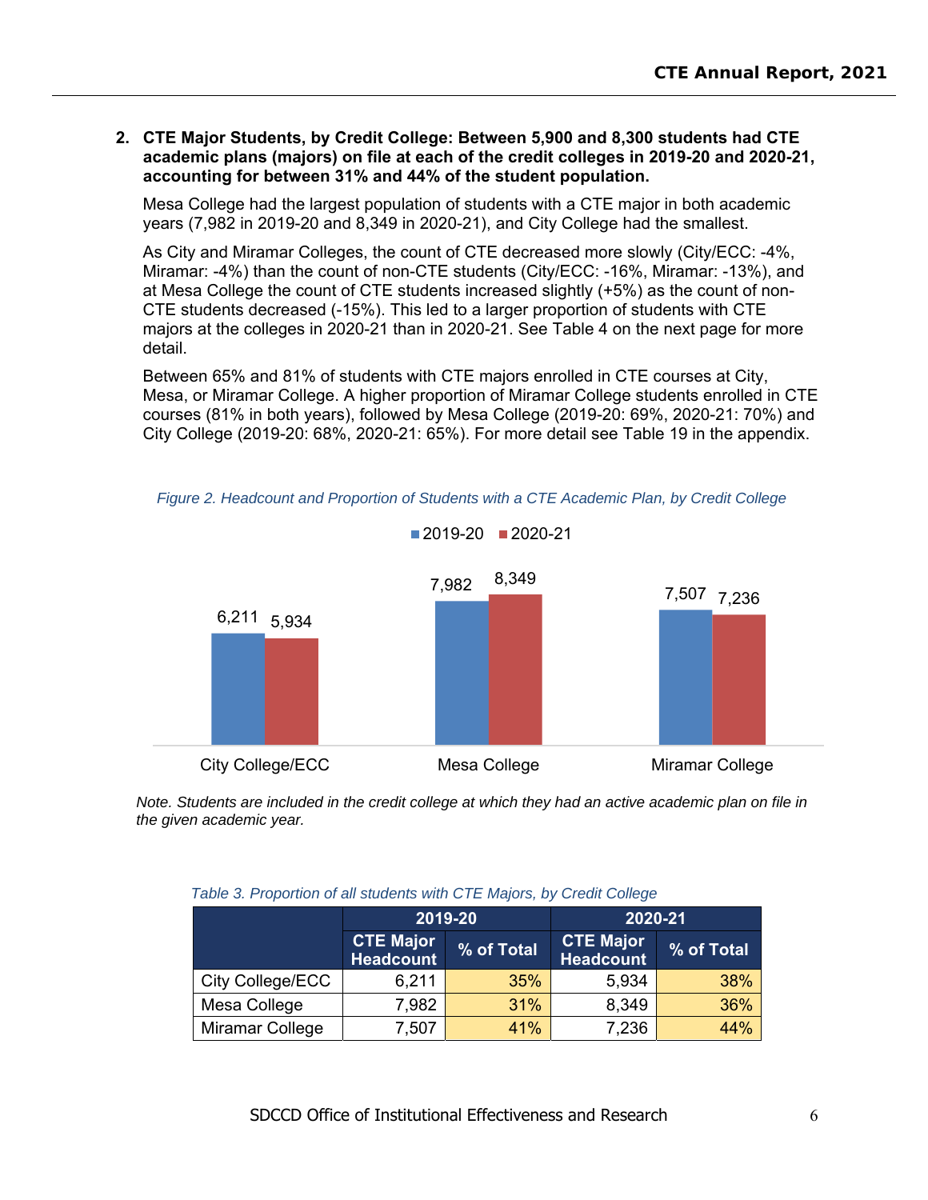**2. CTE Major Students, by Credit College: Between 5,900 and 8,300 students had CTE academic plans (majors) on file at each of the credit colleges in 2019-20 and 2020-21, accounting for between 31% and 44% of the student population.**

Mesa College had the largest population of students with a CTE major in both academic years (7,982 in 2019-20 and 8,349 in 2020-21), and City College had the smallest.

As City and Miramar Colleges, the count of CTE decreased more slowly (City/ECC: -4%, Miramar: -4%) than the count of non-CTE students (City/ECC: -16%, Miramar: -13%), and at Mesa College the count of CTE students increased slightly (+5%) as the count of non-CTE students decreased (-15%). This led to a larger proportion of students with CTE majors at the colleges in 2020-21 than in 2020-21. See Table 4 on the next page for more detail.

Between 65% and 81% of students with CTE majors enrolled in CTE courses at City, Mesa, or Miramar College. A higher proportion of Miramar College students enrolled in CTE courses (81% in both years), followed by Mesa College (2019-20: 69%, 2020-21: 70%) and City College (2019-20: 68%, 2020-21: 65%). For more detail see Table 19 in the appendix.

*Figure 2. Headcount and Proportion of Students with a CTE Academic Plan, by Credit College*

| | 2019-20 | 2020-21 |
|---|---|---|
| City College/ECC | 6,211 | 5,934 |
| Mesa College | 7,982 | 8,349 |
| Miramar College | 7,507 | 7,236 |

*Note. Students are included in the credit college at which they had an active academic plan on file in the given academic year.*

*Table 3. Proportion of all students with CTE Majors, by Credit College*

| | 2019-20 | | 2020-21 | |
|---|---|---|---|---|
| | CTE Major Headcount | % of Total | CTE Major Headcount | % of Total |
| City College/ECC | 6,211 | 35% | 5,934 | 38% |
| Mesa College | 7,982 | 31% | 8,349 | 36% |
| Miramar College | 7,507 | 41% | 7,236 | 44% |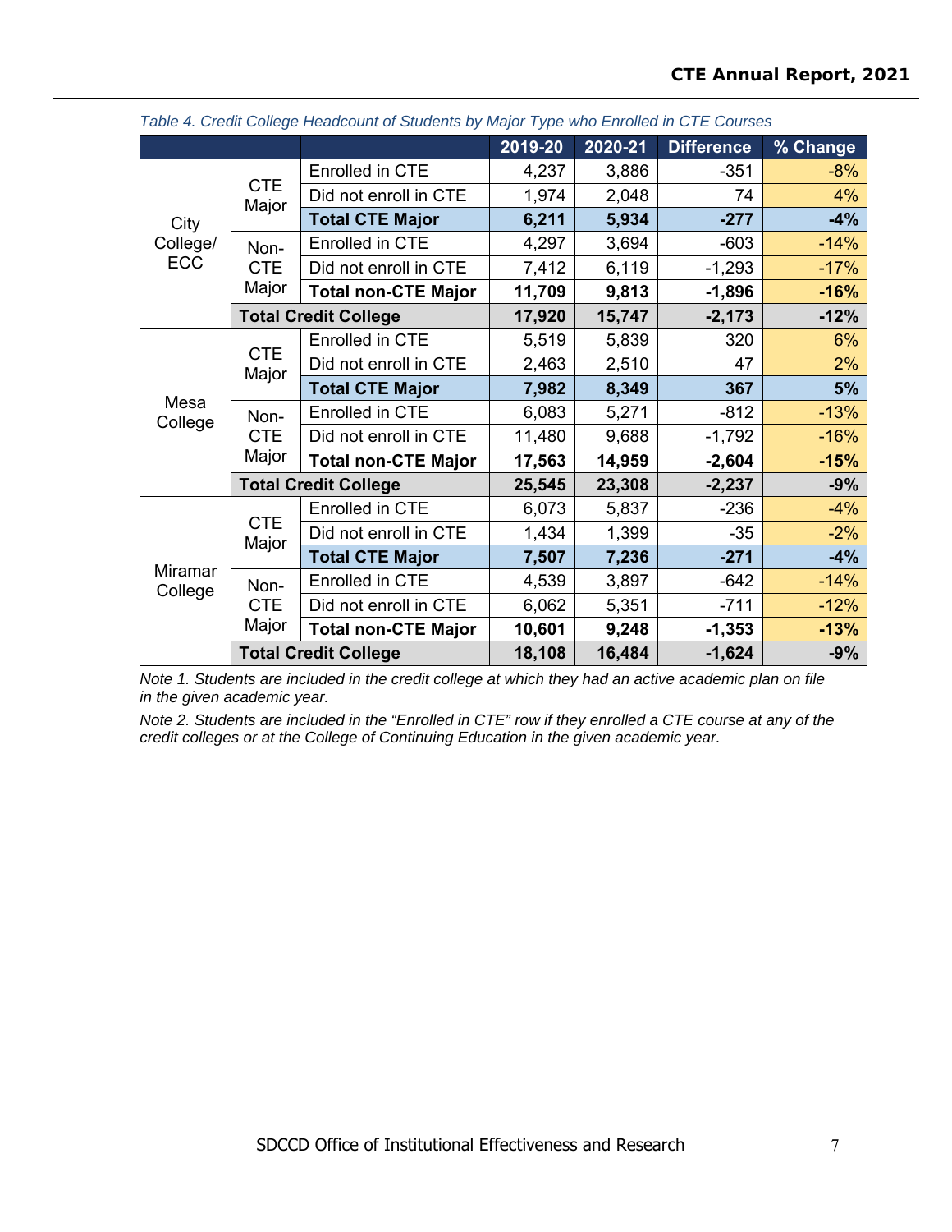*Table 4. Credit College Headcount of Students by Major Type who Enrolled in CTE Courses*

| | | | 2019-20 | 2020-21 | Difference | % Change |
|---|---|---|---|---|---|---|
| City College/ ECC | CTE Major | Enrolled in CTE | 4,237 | 3,886 | -351 | -8% |
| | | Did not enroll in CTE | 1,974 | 2,048 | 74 | 4% |
| | | **Total CTE Major** | **6,211** | **5,934** | **-277** | **-4%** |
| | Non-CTE Major | Enrolled in CTE | 4,297 | 3,694 | -603 | -14% |
| | | Did not enroll in CTE | 7,412 | 6,119 | -1,293 | -17% |
| | | **Total non-CTE Major** | **11,709** | **9,813** | **-1,896** | **-16%** |
| | **Total Credit College** | | **17,920** | **15,747** | **-2,173** | **-12%** |
| Mesa College | CTE Major | Enrolled in CTE | 5,519 | 5,839 | 320 | 6% |
| | | Did not enroll in CTE | 2,463 | 2,510 | 47 | 2% |
| | | **Total CTE Major** | **7,982** | **8,349** | **367** | **5%** |
| | Non-CTE Major | Enrolled in CTE | 6,083 | 5,271 | -812 | -13% |
| | | Did not enroll in CTE | 11,480 | 9,688 | -1,792 | -16% |
| | | **Total non-CTE Major** | **17,563** | **14,959** | **-2,604** | **-15%** |
| | **Total Credit College** | | **25,545** | **23,308** | **-2,237** | **-9%** |
| Miramar College | CTE Major | Enrolled in CTE | 6,073 | 5,837 | -236 | -4% |
| | | Did not enroll in CTE | 1,434 | 1,399 | -35 | -2% |
| | | **Total CTE Major** | **7,507** | **7,236** | **-271** | **-4%** |
| | Non-CTE Major | Enrolled in CTE | 4,539 | 3,897 | -642 | -14% |
| | | Did not enroll in CTE | 6,062 | 5,351 | -711 | -12% |
| | | **Total non-CTE Major** | **10,601** | **9,248** | **-1,353** | **-13%** |
| | **Total Credit College** | | **18,108** | **16,484** | **-1,624** | **-9%** |

*Note 1. Students are included in the credit college at which they had an active academic plan on file in the given academic year.*

*Note 2. Students are included in the "Enrolled in CTE" row if they enrolled a CTE course at any of the credit colleges or at the College of Continuing Education in the given academic year.*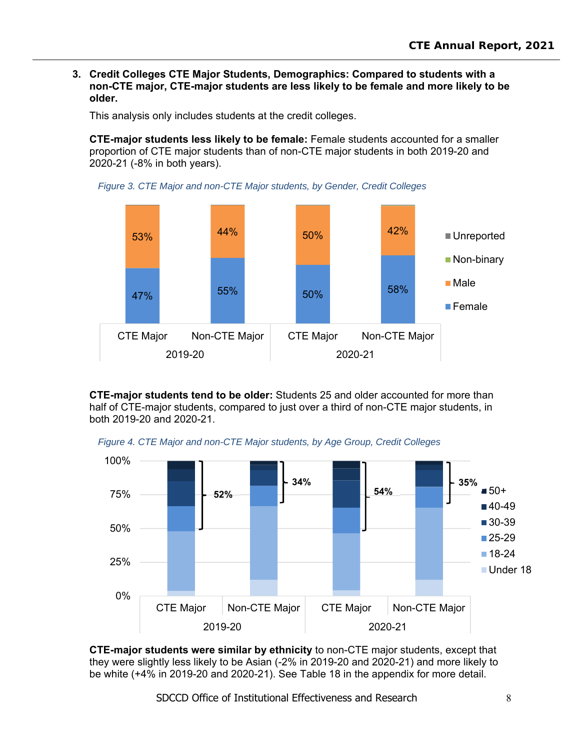3. **Credit Colleges CTE Major Students, Demographics: Compared to students with a non-CTE major, CTE-major students are less likely to be female and more likely to be older.**

This analysis only includes students at the credit colleges.

**CTE-major students less likely to be female:** Female students accounted for a smaller proportion of CTE major students than of non-CTE major students in both 2019-20 and 2020-21 (-8% in both years).

*Figure 3. CTE Major and non-CTE Major students, by Gender, Credit Colleges*

| | 2019-20 CTE Major | 2019-20 Non-CTE Major | 2020-21 CTE Major | 2020-21 Non-CTE Major |
|---|---|---|---|---|
| Male | 53% | 44% | 50% | 42% |
| Female | 47% | 55% | 50% | 58% |

**CTE-major students tend to be older:** Students 25 and older accounted for more than half of CTE-major students, compared to just over a third of non-CTE major students, in both 2019-20 and 2020-21.

*Figure 4. CTE Major and non-CTE Major students, by Age Group, Credit Colleges*

| | 2019-20 CTE Major | 2019-20 Non-CTE Major | 2020-21 CTE Major | 2020-21 Non-CTE Major |
|---|---|---|---|---|
| 25 and older | 52% | 34% | 54% | 35% |

**CTE-major students were similar by ethnicity** to non-CTE major students, except that they were slightly less likely to be Asian (-2% in 2019-20 and 2020-21) and more likely to be white (+4% in 2019-20 and 2020-21). See Table 18 in the appendix for more detail.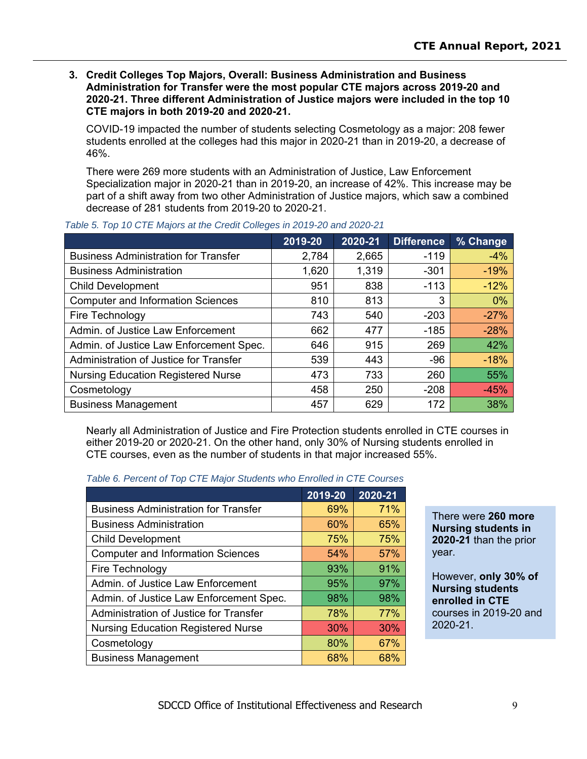3. **Credit Colleges Top Majors, Overall: Business Administration and Business Administration for Transfer were the most popular CTE majors across 2019-20 and 2020-21. Three different Administration of Justice majors were included in the top 10 CTE majors in both 2019-20 and 2020-21.**

   COVID-19 impacted the number of students selecting Cosmetology as a major: 208 fewer students enrolled at the colleges had this major in 2020-21 than in 2019-20, a decrease of 46%.

   There were 269 more students with an Administration of Justice, Law Enforcement Specialization major in 2020-21 than in 2019-20, an increase of 42%. This increase may be part of a shift away from two other Administration of Justice majors, which saw a combined decrease of 281 students from 2019-20 to 2020-21.

*Table 5. Top 10 CTE Majors at the Credit Colleges in 2019-20 and 2020-21*

| | 2019-20 | 2020-21 | Difference | % Change |
|---|---|---|---|---|
| Business Administration for Transfer | 2,784 | 2,665 | -119 | -4% |
| Business Administration | 1,620 | 1,319 | -301 | -19% |
| Child Development | 951 | 838 | -113 | -12% |
| Computer and Information Sciences | 810 | 813 | 3 | 0% |
| Fire Technology | 743 | 540 | -203 | -27% |
| Admin. of Justice Law Enforcement | 662 | 477 | -185 | -28% |
| Admin. of Justice Law Enforcement Spec. | 646 | 915 | 269 | 42% |
| Administration of Justice for Transfer | 539 | 443 | -96 | -18% |
| Nursing Education Registered Nurse | 473 | 733 | 260 | 55% |
| Cosmetology | 458 | 250 | -208 | -45% |
| Business Management | 457 | 629 | 172 | 38% |

Nearly all Administration of Justice and Fire Protection students enrolled in CTE courses in either 2019-20 or 2020-21. On the other hand, only 30% of Nursing students enrolled in CTE courses, even as the number of students in that major increased 55%.

*Table 6. Percent of Top CTE Major Students who Enrolled in CTE Courses*

| | 2019-20 | 2020-21 |
|---|---|---|
| Business Administration for Transfer | 69% | 71% |
| Business Administration | 60% | 65% |
| Child Development | 75% | 75% |
| Computer and Information Sciences | 54% | 57% |
| Fire Technology | 93% | 91% |
| Admin. of Justice Law Enforcement | 95% | 97% |
| Admin. of Justice Law Enforcement Spec. | 98% | 98% |
| Administration of Justice for Transfer | 78% | 77% |
| Nursing Education Registered Nurse | 30% | 30% |
| Cosmetology | 80% | 67% |
| Business Management | 68% | 68% |

There were **260 more Nursing students in 2020-21** than the prior year.

However, **only 30% of Nursing students enrolled in CTE** courses in 2019-20 and 2020-21.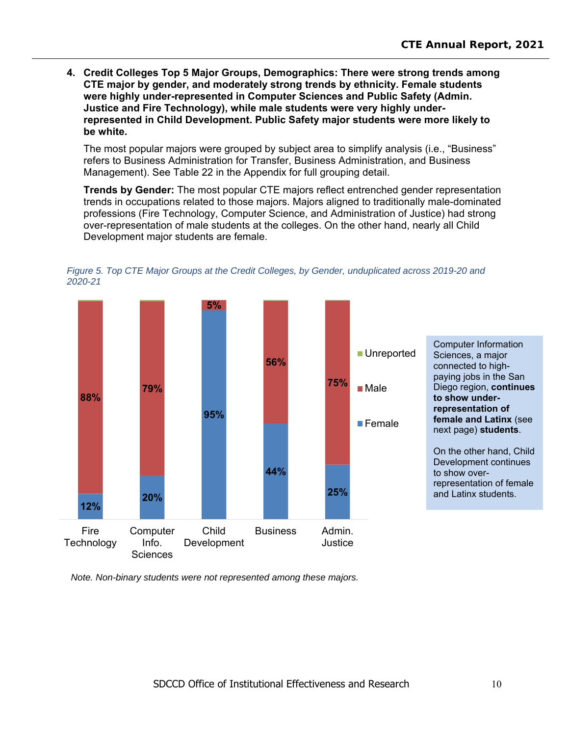4. **Credit Colleges Top 5 Major Groups, Demographics: There were strong trends among CTE major by gender, and moderately strong trends by ethnicity. Female students were highly under-represented in Computer Sciences and Public Safety (Admin. Justice and Fire Technology), while male students were very highly under-represented in Child Development. Public Safety major students were more likely to be white.**

   The most popular majors were grouped by subject area to simplify analysis (i.e., "Business" refers to Business Administration for Transfer, Business Administration, and Business Management). See Table 22 in the Appendix for full grouping detail.

   **Trends by Gender:** The most popular CTE majors reflect entrenched gender representation trends in occupations related to those majors. Majors aligned to traditionally male-dominated professions (Fire Technology, Computer Science, and Administration of Justice) had strong over-representation of male students at the colleges. On the other hand, nearly all Child Development major students are female.

*Figure 5. Top CTE Major Groups at the Credit Colleges, by Gender, unduplicated across 2019-20 and 2020-21*

| Major Group | Female | Male | Unreported |
|---|---|---|---|
| Fire Technology | 12% | 88% | |
| Computer Info. Sciences | 20% | 79% | |
| Child Development | 95% | 5% | |
| Business | 44% | 56% | |
| Admin. Justice | 25% | 75% | |

Computer Information Sciences, a major connected to high-paying jobs in the San Diego region, **continues to show under-representation of female and Latinx** (see next page) **students**.

On the other hand, Child Development continues to show over-representation of female and Latinx students.

*Note. Non-binary students were not represented among these majors.*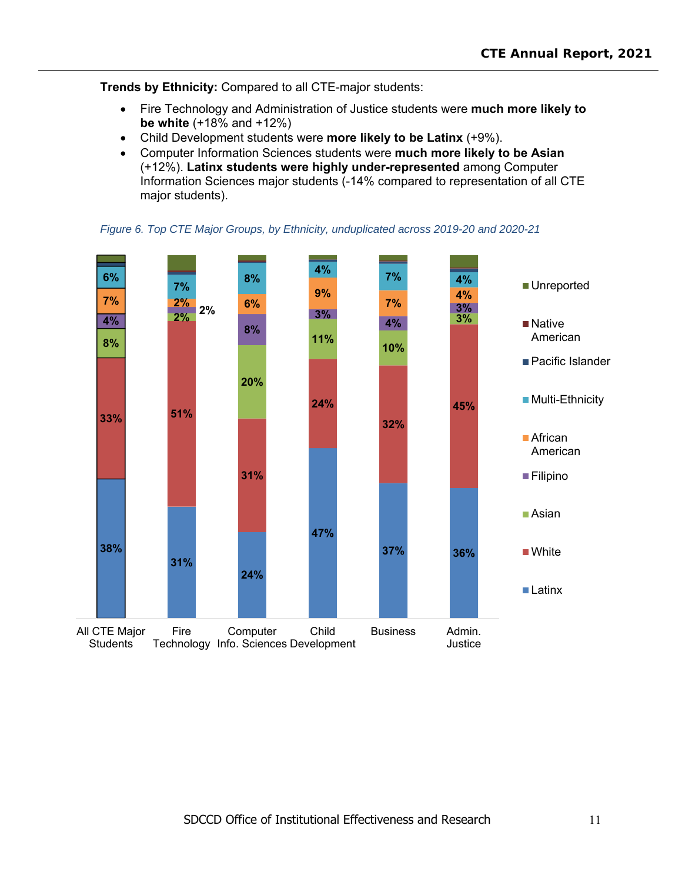**Trends by Ethnicity:** Compared to all CTE-major students:

- Fire Technology and Administration of Justice students were **much more likely to be white** (+18% and +12%)
- Child Development students were **more likely to be Latinx** (+9%).
- Computer Information Sciences students were **much more likely to be Asian** (+12%). **Latinx students were highly under-represented** among Computer Information Sciences major students (-14% compared to representation of all CTE major students).

*Figure 6. Top CTE Major Groups, by Ethnicity, unduplicated across 2019-20 and 2020-21*

| Ethnicity | All CTE Major Students | Fire Technology | Computer Info. Sciences | Child Development | Business | Admin. Justice |
|---|---|---|---|---|---|---|
| Unreported | | | | | | |
| Native American | | | | | | |
| Pacific Islander | | | | | | |
| Multi-Ethnicity | 6% | 7% | 8% | 4% | 7% | 4% |
| African American | 7% | 2% | 6% | 9% | 7% | 4% |
| Filipino | 4% | 2% | 8% | 3% | 4% | 3% |
| Asian | 8% | 2% | 20% | 11% | 10% | 3% |
| White | 33% | 51% | 31% | 24% | 32% | 45% |
| Latinx | 38% | 31% | 24% | 47% | 37% | 36% |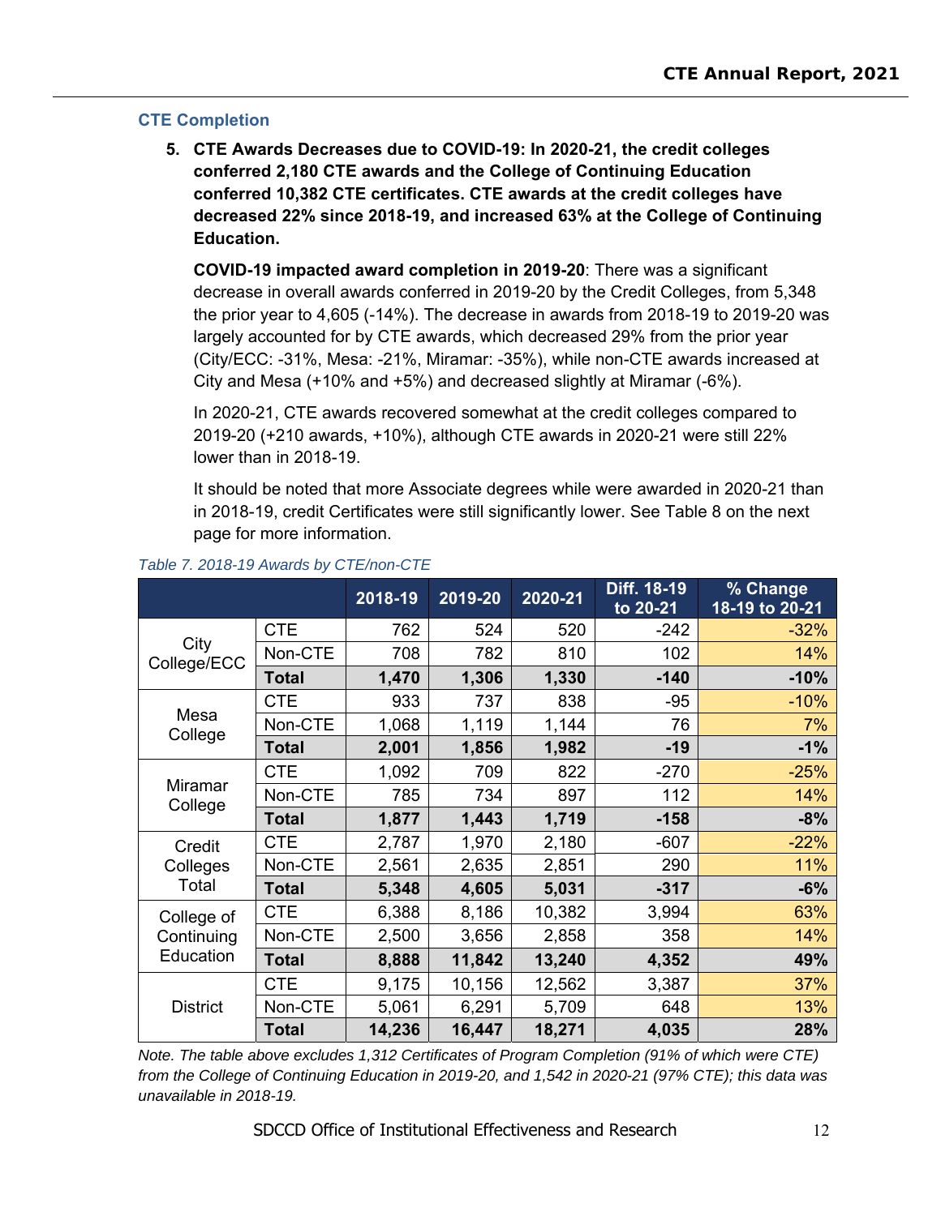## CTE Completion

5. **CTE Awards Decreases due to COVID-19: In 2020-21, the credit colleges conferred 2,180 CTE awards and the College of Continuing Education conferred 10,382 CTE certificates. CTE awards at the credit colleges have decreased 22% since 2018-19, and increased 63% at the College of Continuing Education.**

   **COVID-19 impacted award completion in 2019-20**: There was a significant decrease in overall awards conferred in 2019-20 by the Credit Colleges, from 5,348 the prior year to 4,605 (-14%). The decrease in awards from 2018-19 to 2019-20 was largely accounted for by CTE awards, which decreased 29% from the prior year (City/ECC: -31%, Mesa: -21%, Miramar: -35%), while non-CTE awards increased at City and Mesa (+10% and +5%) and decreased slightly at Miramar (-6%).

   In 2020-21, CTE awards recovered somewhat at the credit colleges compared to 2019-20 (+210 awards, +10%), although CTE awards in 2020-21 were still 22% lower than in 2018-19.

   It should be noted that more Associate degrees while were awarded in 2020-21 than in 2018-19, credit Certificates were still significantly lower. See Table 8 on the next page for more information.

*Table 7. 2018-19 Awards by CTE/non-CTE*

| | | 2018-19 | 2019-20 | 2020-21 | Diff. 18-19 to 20-21 | % Change 18-19 to 20-21 |
|---|---|---|---|---|---|---|
| City College/ECC | CTE | 762 | 524 | 520 | -242 | -32% |
| | Non-CTE | 708 | 782 | 810 | 102 | 14% |
| | **Total** | **1,470** | **1,306** | **1,330** | **-140** | **-10%** |
| Mesa College | CTE | 933 | 737 | 838 | -95 | -10% |
| | Non-CTE | 1,068 | 1,119 | 1,144 | 76 | 7% |
| | **Total** | **2,001** | **1,856** | **1,982** | **-19** | **-1%** |
| Miramar College | CTE | 1,092 | 709 | 822 | -270 | -25% |
| | Non-CTE | 785 | 734 | 897 | 112 | 14% |
| | **Total** | **1,877** | **1,443** | **1,719** | **-158** | **-8%** |
| Credit Colleges Total | CTE | 2,787 | 1,970 | 2,180 | -607 | -22% |
| | Non-CTE | 2,561 | 2,635 | 2,851 | 290 | 11% |
| | **Total** | **5,348** | **4,605** | **5,031** | **-317** | **-6%** |
| College of Continuing Education | CTE | 6,388 | 8,186 | 10,382 | 3,994 | 63% |
| | Non-CTE | 2,500 | 3,656 | 2,858 | 358 | 14% |
| | **Total** | **8,888** | **11,842** | **13,240** | **4,352** | **49%** |
| District | CTE | 9,175 | 10,156 | 12,562 | 3,387 | 37% |
| | Non-CTE | 5,061 | 6,291 | 5,709 | 648 | 13% |
| | **Total** | **14,236** | **16,447** | **18,271** | **4,035** | **28%** |

*Note. The table above excludes 1,312 Certificates of Program Completion (91% of which were CTE) from the College of Continuing Education in 2019-20, and 1,542 in 2020-21 (97% CTE); this data was unavailable in 2018-19.*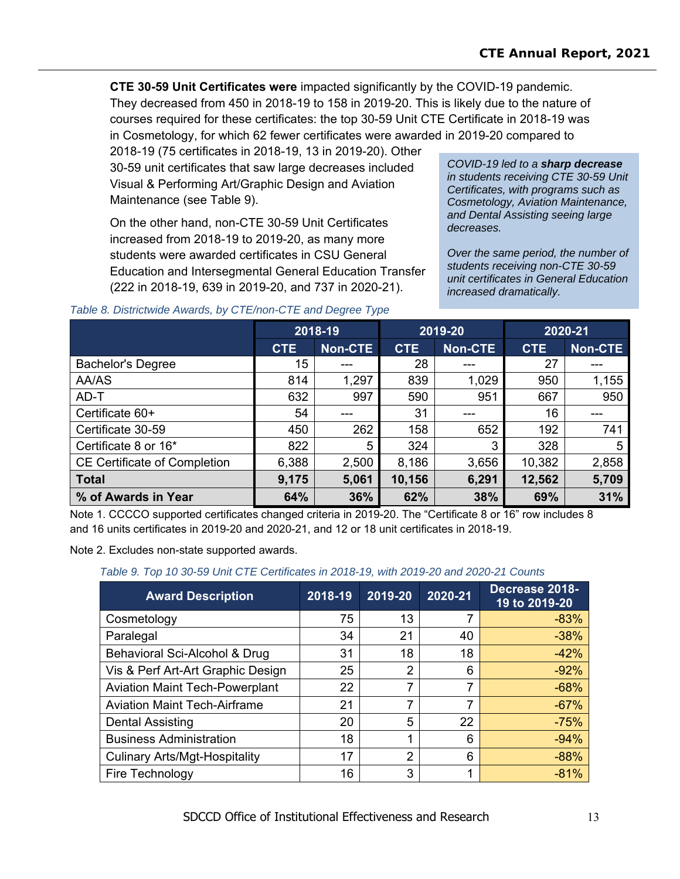**CTE 30-59 Unit Certificates were** impacted significantly by the COVID-19 pandemic. They decreased from 450 in 2018-19 to 158 in 2019-20. This is likely due to the nature of courses required for these certificates: the top 30-59 Unit CTE Certificate in 2018-19 was in Cosmetology, for which 62 fewer certificates were awarded in 2019-20 compared to 2018-19 (75 certificates in 2018-19, 13 in 2019-20). Other 30-59 unit certificates that saw large decreases included Visual & Performing Art/Graphic Design and Aviation Maintenance (see Table 9).

On the other hand, non-CTE 30-59 Unit Certificates increased from 2018-19 to 2019-20, as many more students were awarded certificates in CSU General Education and Intersegmental General Education Transfer (222 in 2018-19, 639 in 2019-20, and 737 in 2020-21).

> *COVID-19 led to a **sharp decrease** in students receiving CTE 30-59 Unit Certificates, with programs such as Cosmetology, Aviation Maintenance, and Dental Assisting seeing large decreases.*
>
> *Over the same period, the number of students receiving non-CTE 30-59 unit certificates in General Education increased dramatically.*

*Table 8. Districtwide Awards, by CTE/non-CTE and Degree Type*

| | 2018-19 | | 2019-20 | | 2020-21 | |
|---|---|---|---|---|---|---|
| | CTE | Non-CTE | CTE | Non-CTE | CTE | Non-CTE |
| Bachelor's Degree | 15 | --- | 28 | --- | 27 | --- |
| AA/AS | 814 | 1,297 | 839 | 1,029 | 950 | 1,155 |
| AD-T | 632 | 997 | 590 | 951 | 667 | 950 |
| Certificate 60+ | 54 | --- | 31 | --- | 16 | --- |
| Certificate 30-59 | 450 | 262 | 158 | 652 | 192 | 741 |
| Certificate 8 or 16* | 822 | 5 | 324 | 3 | 328 | 5 |
| CE Certificate of Completion | 6,388 | 2,500 | 8,186 | 3,656 | 10,382 | 2,858 |
| **Total** | **9,175** | **5,061** | **10,156** | **6,291** | **12,562** | **5,709** |
| **% of Awards in Year** | **64%** | **36%** | **62%** | **38%** | **69%** | **31%** |

Note 1. CCCCO supported certificates changed criteria in 2019-20. The "Certificate 8 or 16" row includes 8 and 16 units certificates in 2019-20 and 2020-21, and 12 or 18 unit certificates in 2018-19.

Note 2. Excludes non-state supported awards.

*Table 9. Top 10 30-59 Unit CTE Certificates in 2018-19, with 2019-20 and 2020-21 Counts*

| Award Description | 2018-19 | 2019-20 | 2020-21 | Decrease 2018-19 to 2019-20 |
|---|---|---|---|---|
| Cosmetology | 75 | 13 | 7 | -83% |
| Paralegal | 34 | 21 | 40 | -38% |
| Behavioral Sci-Alcohol & Drug | 31 | 18 | 18 | -42% |
| Vis & Perf Art-Art Graphic Design | 25 | 2 | 6 | -92% |
| Aviation Maint Tech-Powerplant | 22 | 7 | 7 | -68% |
| Aviation Maint Tech-Airframe | 21 | 7 | 7 | -67% |
| Dental Assisting | 20 | 5 | 22 | -75% |
| Business Administration | 18 | 1 | 6 | -94% |
| Culinary Arts/Mgt-Hospitality | 17 | 2 | 6 | -88% |
| Fire Technology | 16 | 3 | 1 | -81% |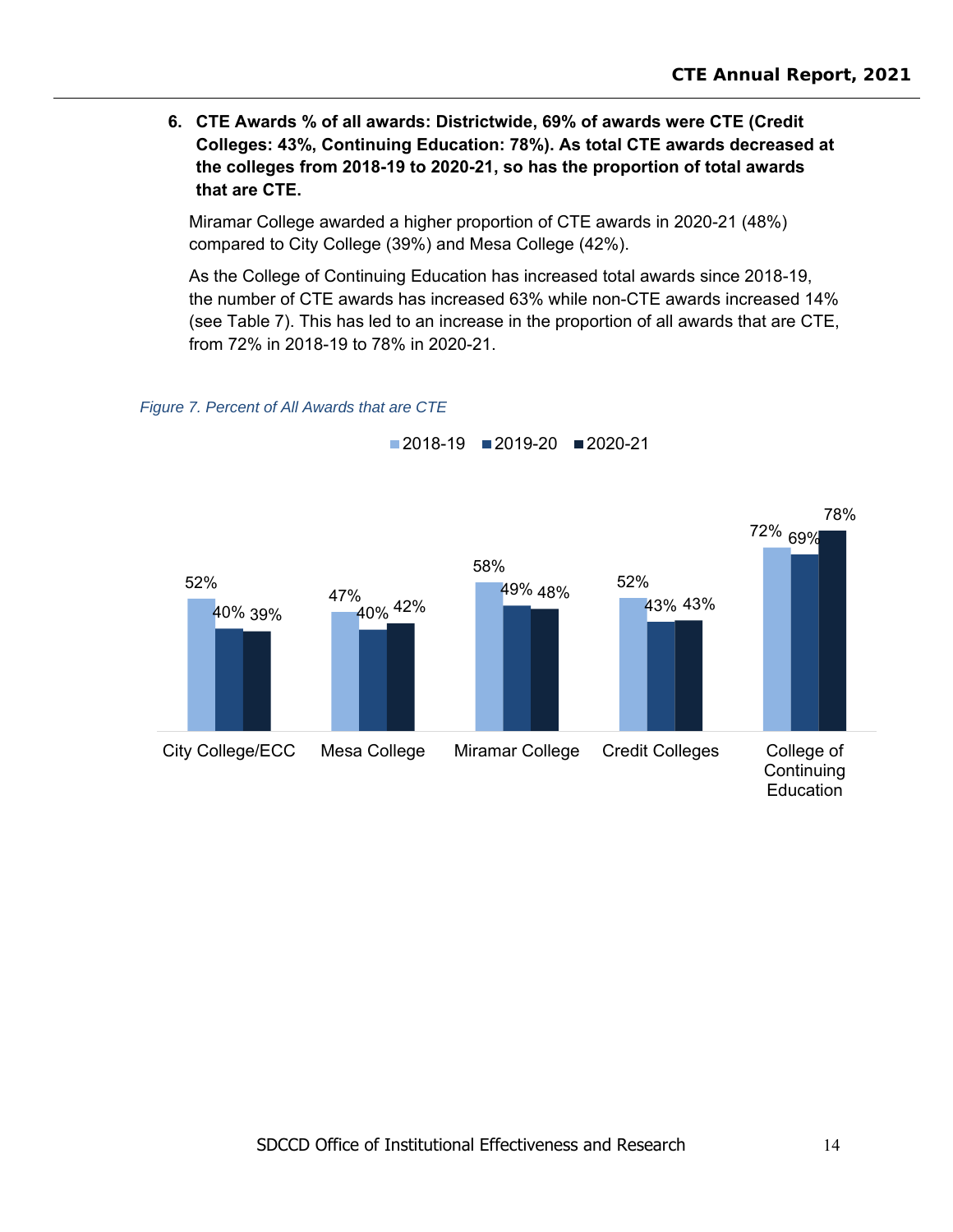6. **CTE Awards % of all awards: Districtwide, 69% of awards were CTE (Credit Colleges: 43%, Continuing Education: 78%). As total CTE awards decreased at the colleges from 2018-19 to 2020-21, so has the proportion of total awards that are CTE.**

   Miramar College awarded a higher proportion of CTE awards in 2020-21 (48%) compared to City College (39%) and Mesa College (42%).

   As the College of Continuing Education has increased total awards since 2018-19, the number of CTE awards has increased 63% while non-CTE awards increased 14% (see Table 7). This has led to an increase in the proportion of all awards that are CTE, from 72% in 2018-19 to 78% in 2020-21.

*Figure 7. Percent of All Awards that are CTE*

| | 2018-19 | 2019-20 | 2020-21 |
|---|---|---|---|
| City College/ECC | 52% | 40% | 39% |
| Mesa College | 47% | 40% | 42% |
| Miramar College | 58% | 49% | 48% |
| Credit Colleges | 52% | 43% | 43% |
| College of Continuing Education | 72% | 69% | 78% |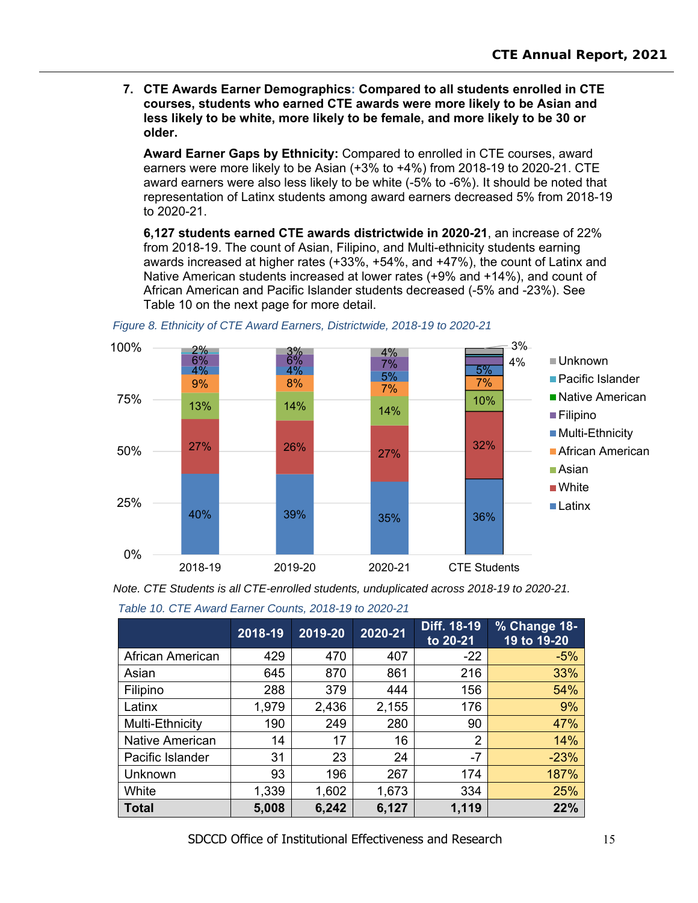7. **CTE Awards Earner Demographics: Compared to all students enrolled in CTE courses, students who earned CTE awards were more likely to be Asian and less likely to be white, more likely to be female, and more likely to be 30 or older.**

   **Award Earner Gaps by Ethnicity:** Compared to enrolled in CTE courses, award earners were more likely to be Asian (+3% to +4%) from 2018-19 to 2020-21. CTE award earners were also less likely to be white (-5% to -6%). It should be noted that representation of Latinx students among award earners decreased 5% from 2018-19 to 2020-21.

   **6,127 students earned CTE awards districtwide in 2020-21**, an increase of 22% from 2018-19. The count of Asian, Filipino, and Multi-ethnicity students earning awards increased at higher rates (+33%, +54%, and +47%), the count of Latinx and Native American students increased at lower rates (+9% and +14%), and count of African American and Pacific Islander students decreased (-5% and -23%). See Table 10 on the next page for more detail.

*Figure 8. Ethnicity of CTE Award Earners, Districtwide, 2018-19 to 2020-21*

| | 2018-19 | 2019-20 | 2020-21 | CTE Students |
|---|---|---|---|---|
| Unknown | 2% | 3% | 4% | 3% |
| Filipino | 6% | 6% | 7% | 4% |
| Multi-Ethnicity | 4% | 4% | 5% | 5% |
| African American | 9% | 8% | 7% | 7% |
| Asian | 13% | 14% | 14% | 10% |
| White | 27% | 26% | 27% | 32% |
| Latinx | 40% | 39% | 35% | 36% |

*Note. CTE Students is all CTE-enrolled students, unduplicated across 2018-19 to 2020-21.*

*Table 10. CTE Award Earner Counts, 2018-19 to 2020-21*

| | 2018-19 | 2019-20 | 2020-21 | Diff. 18-19 to 20-21 | % Change 18-19 to 19-20 |
|---|---|---|---|---|---|
| African American | 429 | 470 | 407 | -22 | -5% |
| Asian | 645 | 870 | 861 | 216 | 33% |
| Filipino | 288 | 379 | 444 | 156 | 54% |
| Latinx | 1,979 | 2,436 | 2,155 | 176 | 9% |
| Multi-Ethnicity | 190 | 249 | 280 | 90 | 47% |
| Native American | 14 | 17 | 16 | 2 | 14% |
| Pacific Islander | 31 | 23 | 24 | -7 | -23% |
| Unknown | 93 | 196 | 267 | 174 | 187% |
| White | 1,339 | 1,602 | 1,673 | 334 | 25% |
| **Total** | **5,008** | **6,242** | **6,127** | **1,119** | **22%** |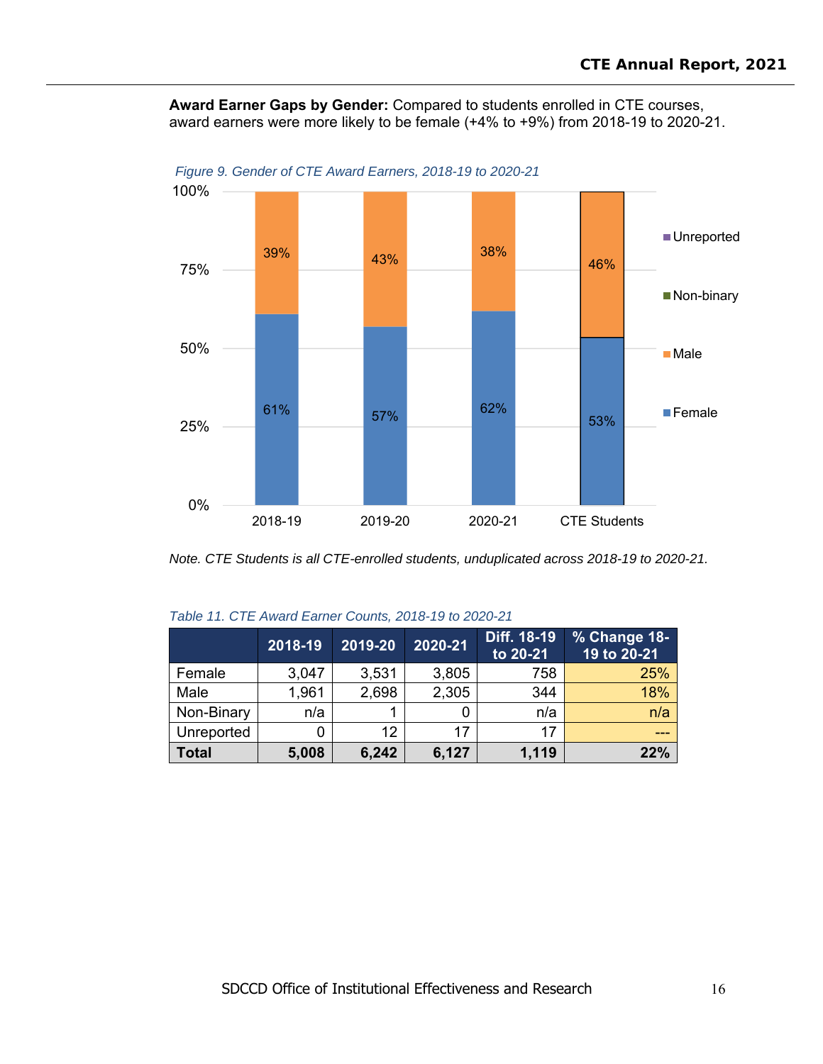**Award Earner Gaps by Gender:** Compared to students enrolled in CTE courses, award earners were more likely to be female (+4% to +9%) from 2018-19 to 2020-21.

*Figure 9. Gender of CTE Award Earners, 2018-19 to 2020-21*

| | 2018-19 | 2019-20 | 2020-21 | CTE Students |
|---|---|---|---|---|
| Female | 61% | 57% | 62% | 53% |
| Male | 39% | 43% | 38% | 46% |

*Note. CTE Students is all CTE-enrolled students, unduplicated across 2018-19 to 2020-21.*

*Table 11. CTE Award Earner Counts, 2018-19 to 2020-21*

| | 2018-19 | 2019-20 | 2020-21 | Diff. 18-19 to 20-21 | % Change 18-19 to 20-21 |
|---|---|---|---|---|---|
| Female | 3,047 | 3,531 | 3,805 | 758 | 25% |
| Male | 1,961 | 2,698 | 2,305 | 344 | 18% |
| Non-Binary | n/a | 1 | 0 | n/a | n/a |
| Unreported | 0 | 12 | 17 | 17 | --- |
| **Total** | **5,008** | **6,242** | **6,127** | **1,119** | **22%** |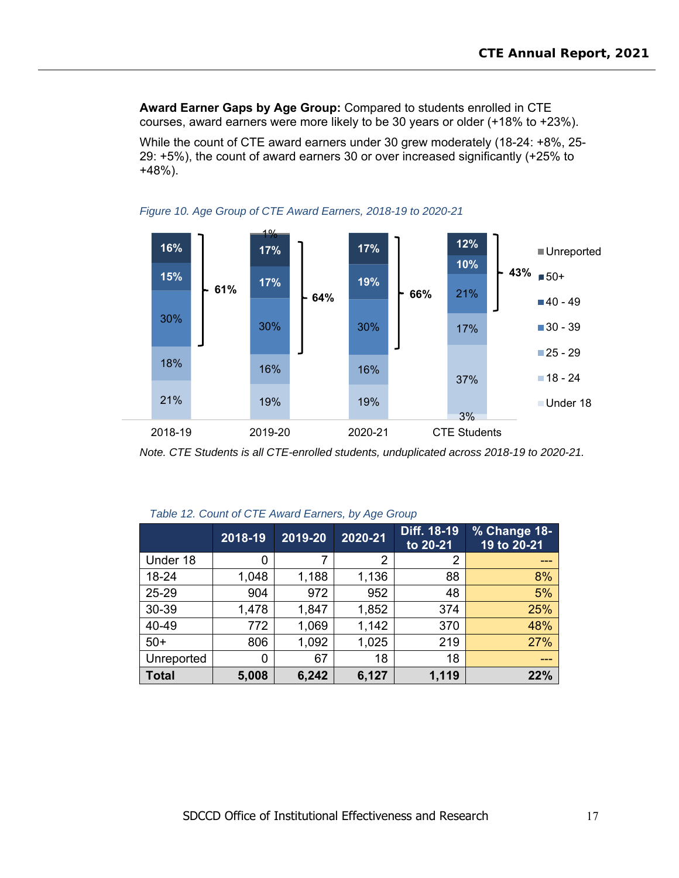**Award Earner Gaps by Age Group:** Compared to students enrolled in CTE courses, award earners were more likely to be 30 years or older (+18% to +23%).

While the count of CTE award earners under 30 grew moderately (18-24: +8%, 25-29: +5%), the count of award earners 30 or over increased significantly (+25% to +48%).

*Figure 10. Age Group of CTE Award Earners, 2018-19 to 2020-21*

| | 2018-19 | 2019-20 | 2020-21 | CTE Students |
|---|---|---|---|---|
| Unreported | | 1% | | |
| 50+ | 16% | 17% | 17% | 12% |
| 40 - 49 | 15% | 17% | 19% | 10% |
| 30 - 39 | 30% | 30% | 30% | 21% |
| 25 - 29 | 18% | 16% | 16% | 17% |
| 18 - 24 | 21% | 19% | 19% | 37% |
| Under 18 | | | | 3% |
| 30 or older (bracket) | 61% | 64% | 66% | 43% |

*Note. CTE Students is all CTE-enrolled students, unduplicated across 2018-19 to 2020-21.*

*Table 12. Count of CTE Award Earners, by Age Group*

| | 2018-19 | 2019-20 | 2020-21 | Diff. 18-19 to 20-21 | % Change 18-19 to 20-21 |
|---|---|---|---|---|---|
| Under 18 | 0 | 7 | 2 | 2 | --- |
| 18-24 | 1,048 | 1,188 | 1,136 | 88 | 8% |
| 25-29 | 904 | 972 | 952 | 48 | 5% |
| 30-39 | 1,478 | 1,847 | 1,852 | 374 | 25% |
| 40-49 | 772 | 1,069 | 1,142 | 370 | 48% |
| 50+ | 806 | 1,092 | 1,025 | 219 | 27% |
| Unreported | 0 | 67 | 18 | 18 | --- |
| **Total** | **5,008** | **6,242** | **6,127** | **1,119** | **22%** |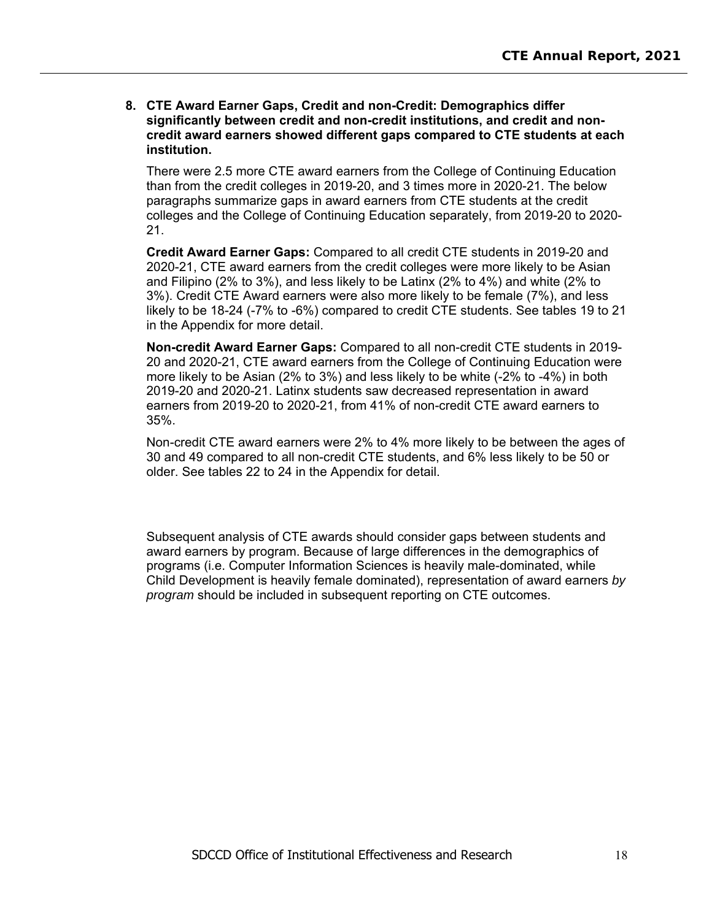8. **CTE Award Earner Gaps, Credit and non-Credit: Demographics differ significantly between credit and non-credit institutions, and credit and non-credit award earners showed different gaps compared to CTE students at each institution.**

   There were 2.5 more CTE award earners from the College of Continuing Education than from the credit colleges in 2019-20, and 3 times more in 2020-21. The below paragraphs summarize gaps in award earners from CTE students at the credit colleges and the College of Continuing Education separately, from 2019-20 to 2020-21.

   **Credit Award Earner Gaps:** Compared to all credit CTE students in 2019-20 and 2020-21, CTE award earners from the credit colleges were more likely to be Asian and Filipino (2% to 3%), and less likely to be Latinx (2% to 4%) and white (2% to 3%). Credit CTE Award earners were also more likely to be female (7%), and less likely to be 18-24 (-7% to -6%) compared to credit CTE students. See tables 19 to 21 in the Appendix for more detail.

   **Non-credit Award Earner Gaps:** Compared to all non-credit CTE students in 2019-20 and 2020-21, CTE award earners from the College of Continuing Education were more likely to be Asian (2% to 3%) and less likely to be white (-2% to -4%) in both 2019-20 and 2020-21. Latinx students saw decreased representation in award earners from 2019-20 to 2020-21, from 41% of non-credit CTE award earners to 35%.

   Non-credit CTE award earners were 2% to 4% more likely to be between the ages of 30 and 49 compared to all non-credit CTE students, and 6% less likely to be 50 or older. See tables 22 to 24 in the Appendix for detail.

   Subsequent analysis of CTE awards should consider gaps between students and award earners by program. Because of large differences in the demographics of programs (i.e. Computer Information Sciences is heavily male-dominated, while Child Development is heavily female dominated), representation of award earners *by program* should be included in subsequent reporting on CTE outcomes.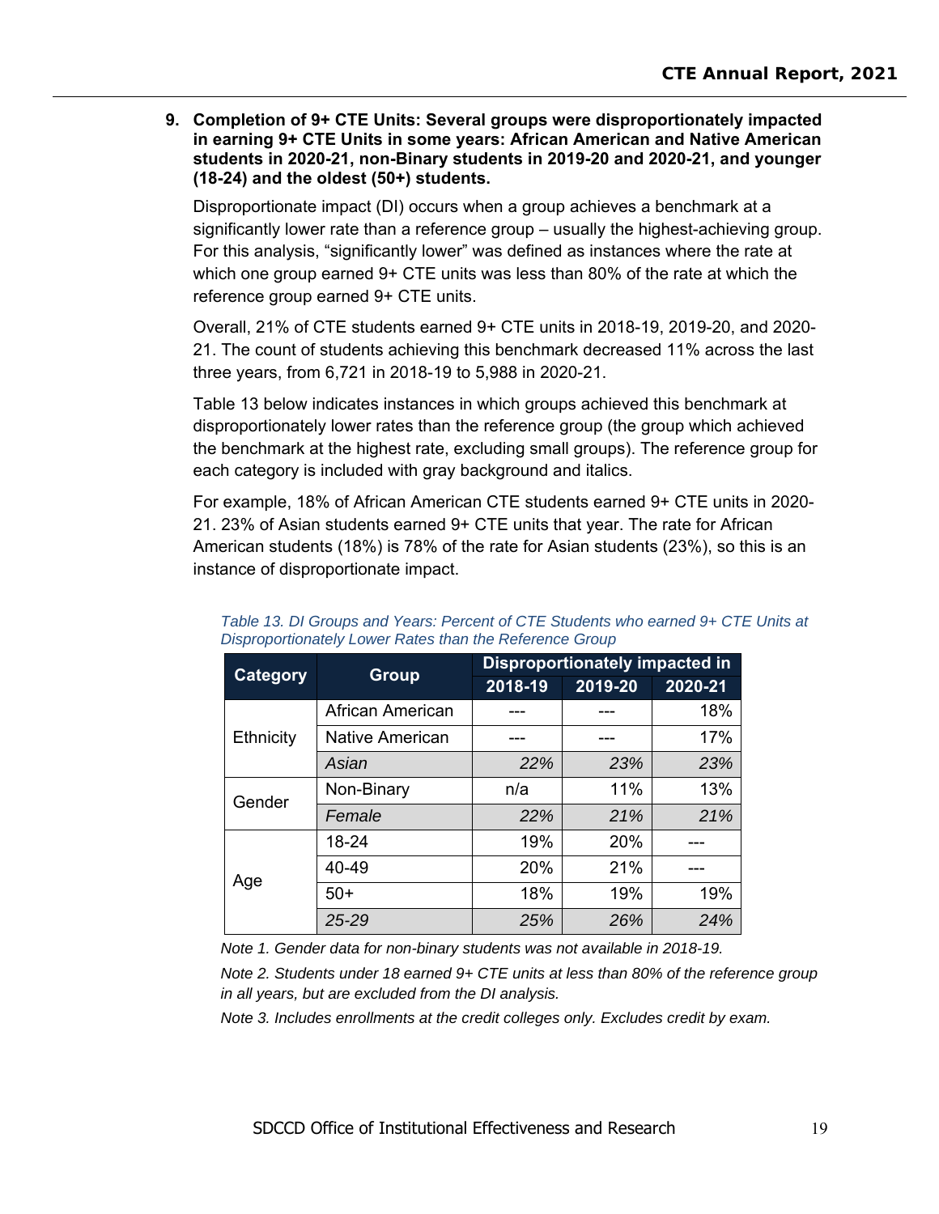**9. Completion of 9+ CTE Units: Several groups were disproportionately impacted in earning 9+ CTE Units in some years: African American and Native American students in 2020-21, non-Binary students in 2019-20 and 2020-21, and younger (18-24) and the oldest (50+) students.**

Disproportionate impact (DI) occurs when a group achieves a benchmark at a significantly lower rate than a reference group – usually the highest-achieving group. For this analysis, "significantly lower" was defined as instances where the rate at which one group earned 9+ CTE units was less than 80% of the rate at which the reference group earned 9+ CTE units.

Overall, 21% of CTE students earned 9+ CTE units in 2018-19, 2019-20, and 2020-21. The count of students achieving this benchmark decreased 11% across the last three years, from 6,721 in 2018-19 to 5,988 in 2020-21.

Table 13 below indicates instances in which groups achieved this benchmark at disproportionately lower rates than the reference group (the group which achieved the benchmark at the highest rate, excluding small groups). The reference group for each category is included with gray background and italics.

For example, 18% of African American CTE students earned 9+ CTE units in 2020-21. 23% of Asian students earned 9+ CTE units that year. The rate for African American students (18%) is 78% of the rate for Asian students (23%), so this is an instance of disproportionate impact.

*Table 13. DI Groups and Years: Percent of CTE Students who earned 9+ CTE Units at Disproportionately Lower Rates than the Reference Group*

| Category | Group | Disproportionately impacted in | | |
|---|---|---|---|---|
| | | 2018-19 | 2019-20 | 2020-21 |
| Ethnicity | African American | --- | --- | 18% |
| | Native American | --- | --- | 17% |
| | *Asian* | *22%* | *23%* | *23%* |
| Gender | Non-Binary | n/a | 11% | 13% |
| | *Female* | *22%* | *21%* | *21%* |
| Age | 18-24 | 19% | 20% | --- |
| | 40-49 | 20% | 21% | --- |
| | 50+ | 18% | 19% | 19% |
| | *25-29* | *25%* | *26%* | *24%* |

*Note 1. Gender data for non-binary students was not available in 2018-19.*

*Note 2. Students under 18 earned 9+ CTE units at less than 80% of the reference group in all years, but are excluded from the DI analysis.*

*Note 3. Includes enrollments at the credit colleges only. Excludes credit by exam.*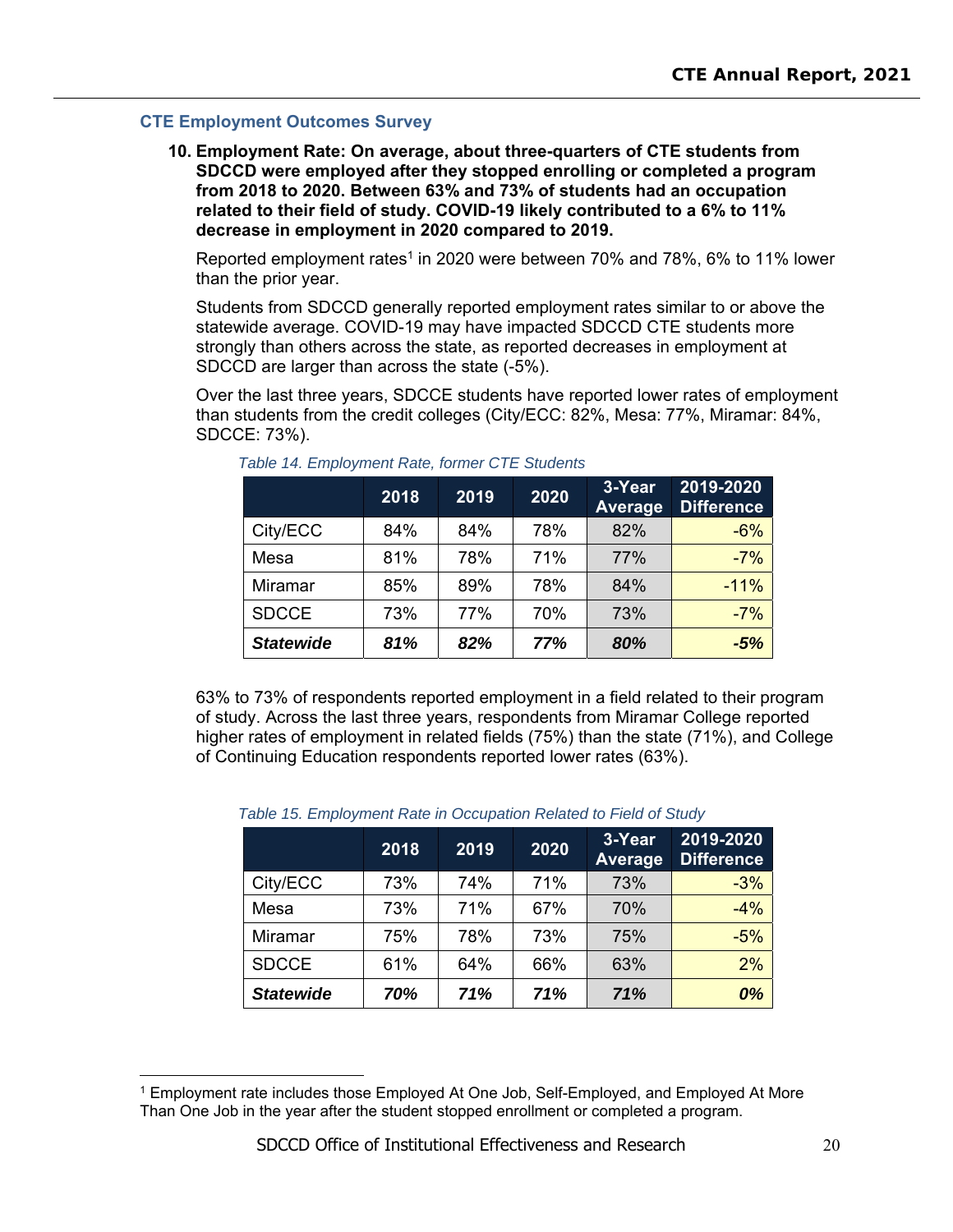## CTE Employment Outcomes Survey

**10. Employment Rate: On average, about three-quarters of CTE students from SDCCD were employed after they stopped enrolling or completed a program from 2018 to 2020. Between 63% and 73% of students had an occupation related to their field of study. COVID-19 likely contributed to a 6% to 11% decrease in employment in 2020 compared to 2019.**

Reported employment rates[1] in 2020 were between 70% and 78%, 6% to 11% lower than the prior year.

Students from SDCCD generally reported employment rates similar to or above the statewide average. COVID-19 may have impacted SDCCD CTE students more strongly than others across the state, as reported decreases in employment at SDCCD are larger than across the state (-5%).

Over the last three years, SDCCE students have reported lower rates of employment than students from the credit colleges (City/ECC: 82%, Mesa: 77%, Miramar: 84%, SDCCE: 73%).

*Table 14. Employment Rate, former CTE Students*

| | 2018 | 2019 | 2020 | 3-Year Average | 2019-2020 Difference |
|---|---|---|---|---|---|
| City/ECC | 84% | 84% | 78% | 82% | -6% |
| Mesa | 81% | 78% | 71% | 77% | -7% |
| Miramar | 85% | 89% | 78% | 84% | -11% |
| SDCCE | 73% | 77% | 70% | 73% | -7% |
| ***Statewide*** | ***81%*** | ***82%*** | ***77%*** | ***80%*** | ***-5%*** |

63% to 73% of respondents reported employment in a field related to their program of study. Across the last three years, respondents from Miramar College reported higher rates of employment in related fields (75%) than the state (71%), and College of Continuing Education respondents reported lower rates (63%).

*Table 15. Employment Rate in Occupation Related to Field of Study*

| | 2018 | 2019 | 2020 | 3-Year Average | 2019-2020 Difference |
|---|---|---|---|---|---|
| City/ECC | 73% | 74% | 71% | 73% | -3% |
| Mesa | 73% | 71% | 67% | 70% | -4% |
| Miramar | 75% | 78% | 73% | 75% | -5% |
| SDCCE | 61% | 64% | 66% | 63% | 2% |
| ***Statewide*** | ***70%*** | ***71%*** | ***71%*** | ***71%*** | ***0%*** |

[1] Employment rate includes those Employed At One Job, Self-Employed, and Employed At More Than One Job in the year after the student stopped enrollment or completed a program.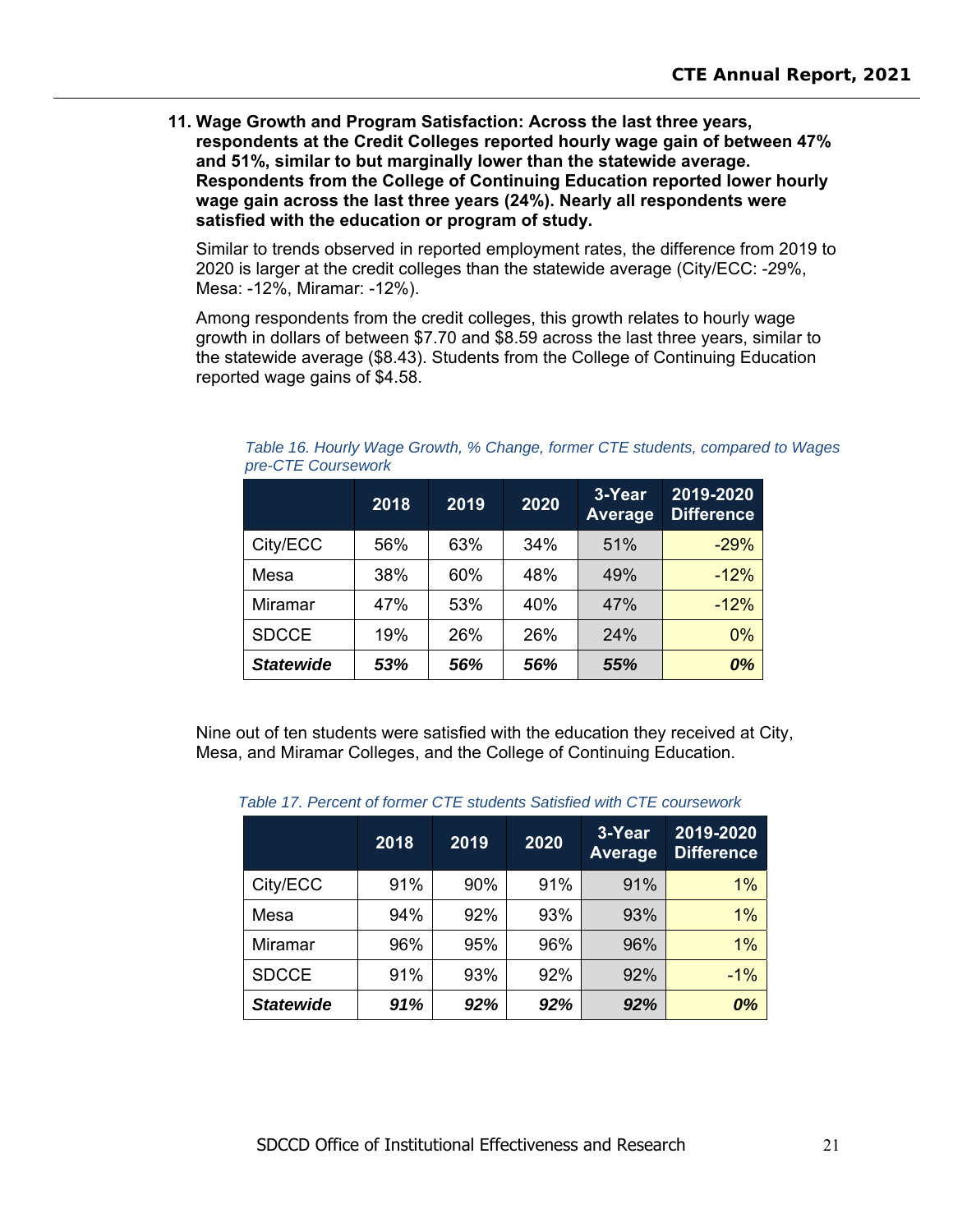**11. Wage Growth and Program Satisfaction: Across the last three years, respondents at the Credit Colleges reported hourly wage gain of between 47% and 51%, similar to but marginally lower than the statewide average. Respondents from the College of Continuing Education reported lower hourly wage gain across the last three years (24%). Nearly all respondents were satisfied with the education or program of study.**

Similar to trends observed in reported employment rates, the difference from 2019 to 2020 is larger at the credit colleges than the statewide average (City/ECC: -29%, Mesa: -12%, Miramar: -12%).

Among respondents from the credit colleges, this growth relates to hourly wage growth in dollars of between $7.70 and $8.59 across the last three years, similar to the statewide average ($8.43). Students from the College of Continuing Education reported wage gains of $4.58.

*Table 16. Hourly Wage Growth, % Change, former CTE students, compared to Wages pre-CTE Coursework*

| | 2018 | 2019 | 2020 | 3-Year Average | 2019-2020 Difference |
|---|---|---|---|---|---|
| City/ECC | 56% | 63% | 34% | 51% | -29% |
| Mesa | 38% | 60% | 48% | 49% | -12% |
| Miramar | 47% | 53% | 40% | 47% | -12% |
| SDCCE | 19% | 26% | 26% | 24% | 0% |
| ***Statewide*** | ***53%*** | ***56%*** | ***56%*** | ***55%*** | ***0%*** |

Nine out of ten students were satisfied with the education they received at City, Mesa, and Miramar Colleges, and the College of Continuing Education.

*Table 17. Percent of former CTE students Satisfied with CTE coursework*

| | 2018 | 2019 | 2020 | 3-Year Average | 2019-2020 Difference |
|---|---|---|---|---|---|
| City/ECC | 91% | 90% | 91% | 91% | 1% |
| Mesa | 94% | 92% | 93% | 93% | 1% |
| Miramar | 96% | 95% | 96% | 96% | 1% |
| SDCCE | 91% | 93% | 92% | 92% | -1% |
| ***Statewide*** | ***91%*** | ***92%*** | ***92%*** | ***92%*** | ***0%*** |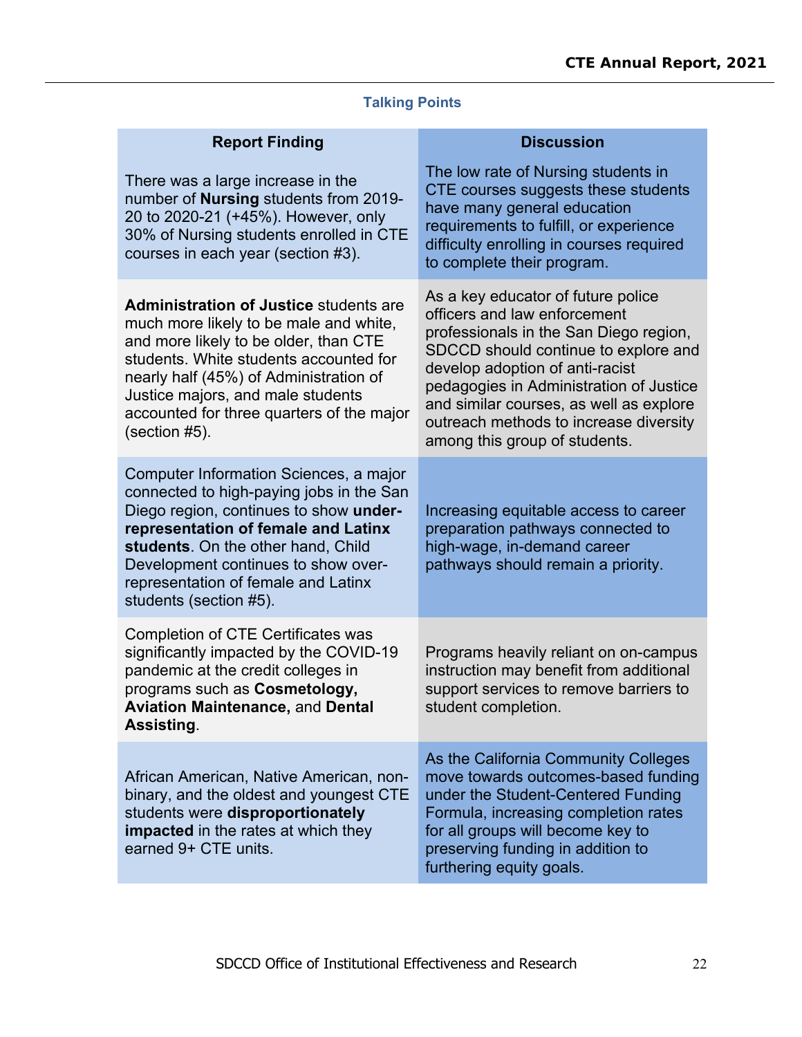### Talking Points

| Report Finding | Discussion |
|---|---|
| There was a large increase in the number of **Nursing** students from 2019-20 to 2020-21 (+45%). However, only 30% of Nursing students enrolled in CTE courses in each year (section #3). | The low rate of Nursing students in CTE courses suggests these students have many general education requirements to fulfill, or experience difficulty enrolling in courses required to complete their program. |
| **Administration of Justice** students are much more likely to be male and white, and more likely to be older, than CTE students. White students accounted for nearly half (45%) of Administration of Justice majors, and male students accounted for three quarters of the major (section #5). | As a key educator of future police officers and law enforcement professionals in the San Diego region, SDCCD should continue to explore and develop adoption of anti-racist pedagogies in Administration of Justice and similar courses, as well as explore outreach methods to increase diversity among this group of students. |
| Computer Information Sciences, a major connected to high-paying jobs in the San Diego region, continues to show **under-representation of female and Latinx students**. On the other hand, Child Development continues to show over-representation of female and Latinx students (section #5). | Increasing equitable access to career preparation pathways connected to high-wage, in-demand career pathways should remain a priority. |
| Completion of CTE Certificates was significantly impacted by the COVID-19 pandemic at the credit colleges in programs such as **Cosmetology, Aviation Maintenance,** and **Dental Assisting**. | Programs heavily reliant on on-campus instruction may benefit from additional support services to remove barriers to student completion. |
| African American, Native American, non-binary, and the oldest and youngest CTE students were **disproportionately impacted** in the rates at which they earned 9+ CTE units. | As the California Community Colleges move towards outcomes-based funding under the Student-Centered Funding Formula, increasing completion rates for all groups will become key to preserving funding in addition to furthering equity goals. |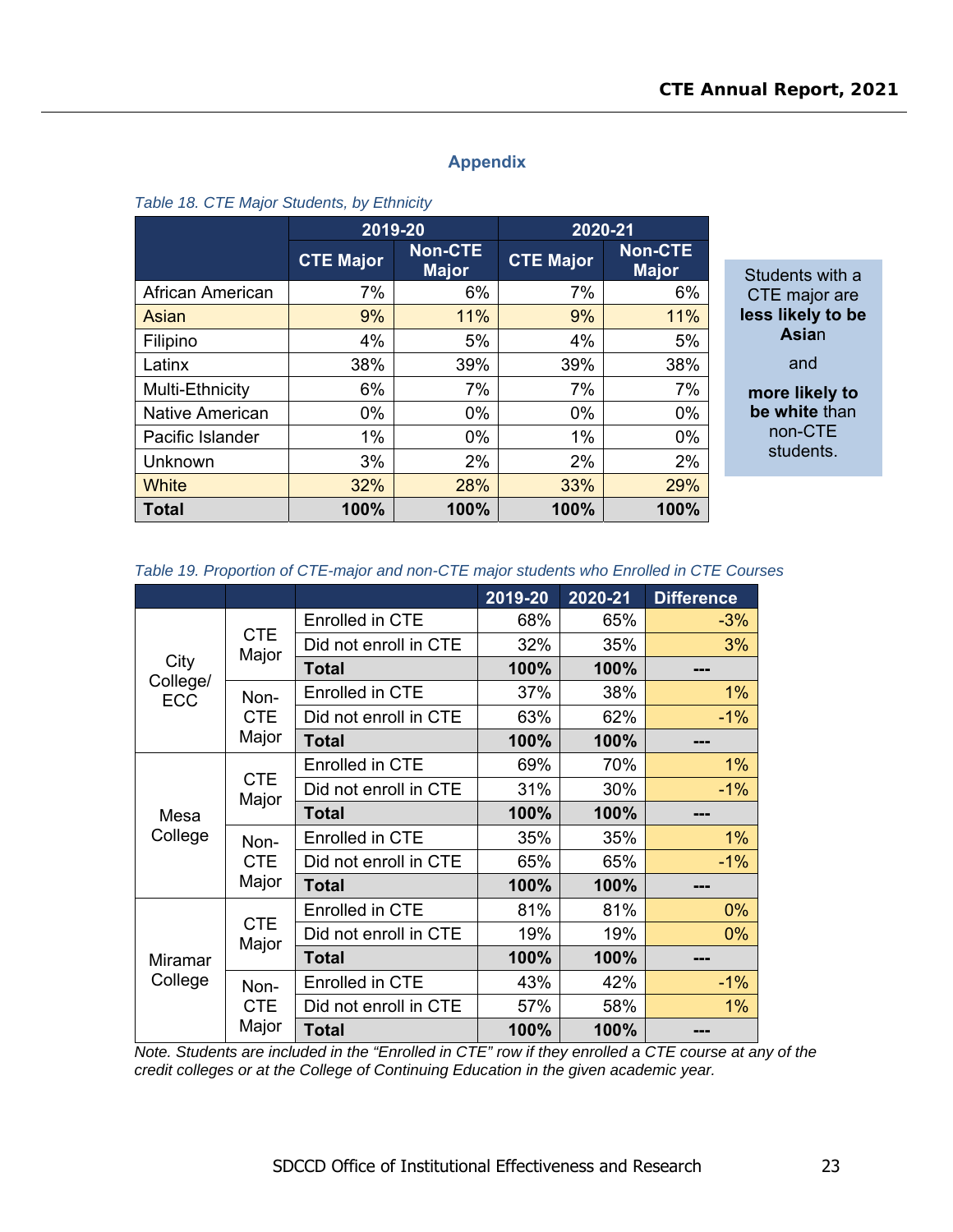## Appendix

*Table 18. CTE Major Students, by Ethnicity*

| | 2019-20 | | 2020-21 | |
|---|---|---|---|---|
| | CTE Major | Non-CTE Major | CTE Major | Non-CTE Major |
| African American | 7% | 6% | 7% | 6% |
| Asian | 9% | 11% | 9% | 11% |
| Filipino | 4% | 5% | 4% | 5% |
| Latinx | 38% | 39% | 39% | 38% |
| Multi-Ethnicity | 6% | 7% | 7% | 7% |
| Native American | 0% | 0% | 0% | 0% |
| Pacific Islander | 1% | 0% | 1% | 0% |
| Unknown | 3% | 2% | 2% | 2% |
| White | 32% | 28% | 33% | 29% |
| **Total** | **100%** | **100%** | **100%** | **100%** |

Students with a CTE major are **less likely to be Asian** and **more likely to be white** than non-CTE students.

*Table 19. Proportion of CTE-major and non-CTE major students who Enrolled in CTE Courses*

| | | | 2019-20 | 2020-21 | Difference |
|---|---|---|---|---|---|
| City College/ ECC | CTE Major | Enrolled in CTE | 68% | 65% | -3% |
| | | Did not enroll in CTE | 32% | 35% | 3% |
| | | **Total** | **100%** | **100%** | --- |
| | Non-CTE Major | Enrolled in CTE | 37% | 38% | 1% |
| | | Did not enroll in CTE | 63% | 62% | -1% |
| | | **Total** | **100%** | **100%** | --- |
| Mesa College | CTE Major | Enrolled in CTE | 69% | 70% | 1% |
| | | Did not enroll in CTE | 31% | 30% | -1% |
| | | **Total** | **100%** | **100%** | --- |
| | Non-CTE Major | Enrolled in CTE | 35% | 35% | 1% |
| | | Did not enroll in CTE | 65% | 65% | -1% |
| | | **Total** | **100%** | **100%** | --- |
| Miramar College | CTE Major | Enrolled in CTE | 81% | 81% | 0% |
| | | Did not enroll in CTE | 19% | 19% | 0% |
| | | **Total** | **100%** | **100%** | --- |
| | Non-CTE Major | Enrolled in CTE | 43% | 42% | -1% |
| | | Did not enroll in CTE | 57% | 58% | 1% |
| | | **Total** | **100%** | **100%** | --- |

*Note. Students are included in the "Enrolled in CTE" row if they enrolled a CTE course at any of the credit colleges or at the College of Continuing Education in the given academic year.*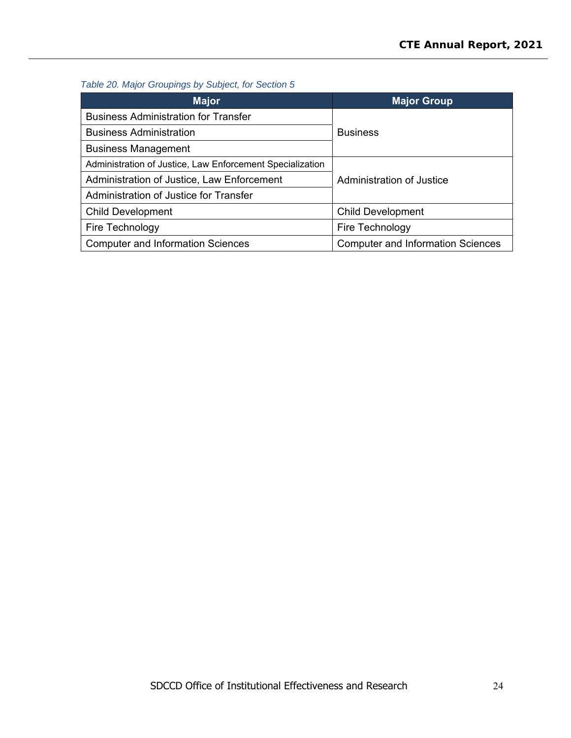*Table 20. Major Groupings by Subject, for Section 5*

| Major | Major Group |
|---|---|
| Business Administration for Transfer | Business |
| Business Administration | |
| Business Management | |
| Administration of Justice, Law Enforcement Specialization | Administration of Justice |
| Administration of Justice, Law Enforcement | |
| Administration of Justice for Transfer | |
| Child Development | Child Development |
| Fire Technology | Fire Technology |
| Computer and Information Sciences | Computer and Information Sciences |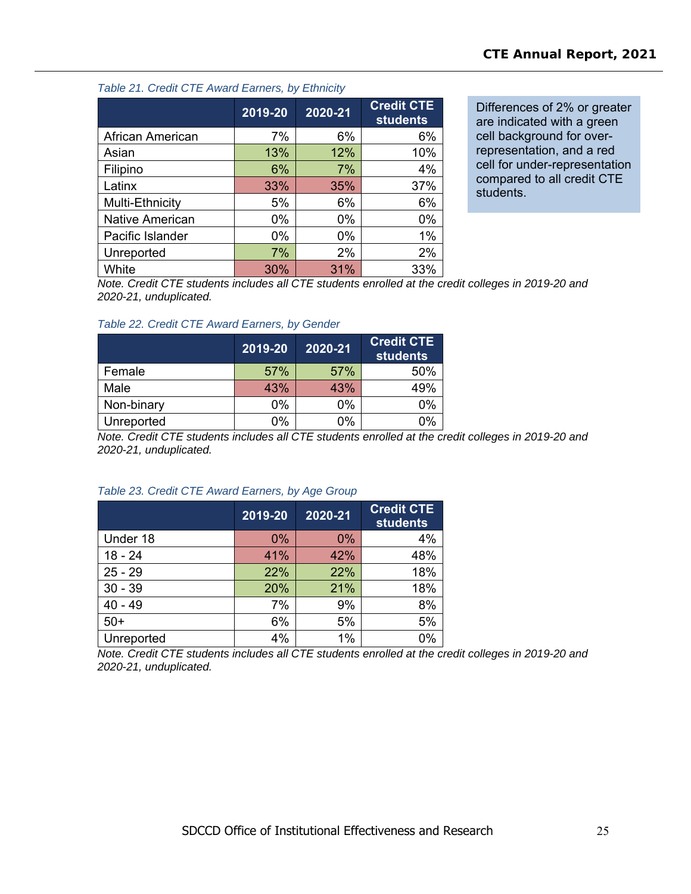*Table 21. Credit CTE Award Earners, by Ethnicity*

| | 2019-20 | 2020-21 | Credit CTE students |
|---|---|---|---|
| African American | 7% | 6% | 6% |
| Asian | 13% | 12% | 10% |
| Filipino | 6% | 7% | 4% |
| Latinx | 33% | 35% | 37% |
| Multi-Ethnicity | 5% | 6% | 6% |
| Native American | 0% | 0% | 0% |
| Pacific Islander | 0% | 0% | 1% |
| Unreported | 7% | 2% | 2% |
| White | 30% | 31% | 33% |

*Note. Credit CTE students includes all CTE students enrolled at the credit colleges in 2019-20 and 2020-21, unduplicated.*

Differences of 2% or greater are indicated with a green cell background for over-representation, and a red cell for under-representation compared to all credit CTE students.

*Table 22. Credit CTE Award Earners, by Gender*

| | 2019-20 | 2020-21 | Credit CTE students |
|---|---|---|---|
| Female | 57% | 57% | 50% |
| Male | 43% | 43% | 49% |
| Non-binary | 0% | 0% | 0% |
| Unreported | 0% | 0% | 0% |

*Note. Credit CTE students includes all CTE students enrolled at the credit colleges in 2019-20 and 2020-21, unduplicated.*

*Table 23. Credit CTE Award Earners, by Age Group*

| | 2019-20 | 2020-21 | Credit CTE students |
|---|---|---|---|
| Under 18 | 0% | 0% | 4% |
| 18 - 24 | 41% | 42% | 48% |
| 25 - 29 | 22% | 22% | 18% |
| 30 - 39 | 20% | 21% | 18% |
| 40 - 49 | 7% | 9% | 8% |
| 50+ | 6% | 5% | 5% |
| Unreported | 4% | 1% | 0% |

*Note. Credit CTE students includes all CTE students enrolled at the credit colleges in 2019-20 and 2020-21, unduplicated.*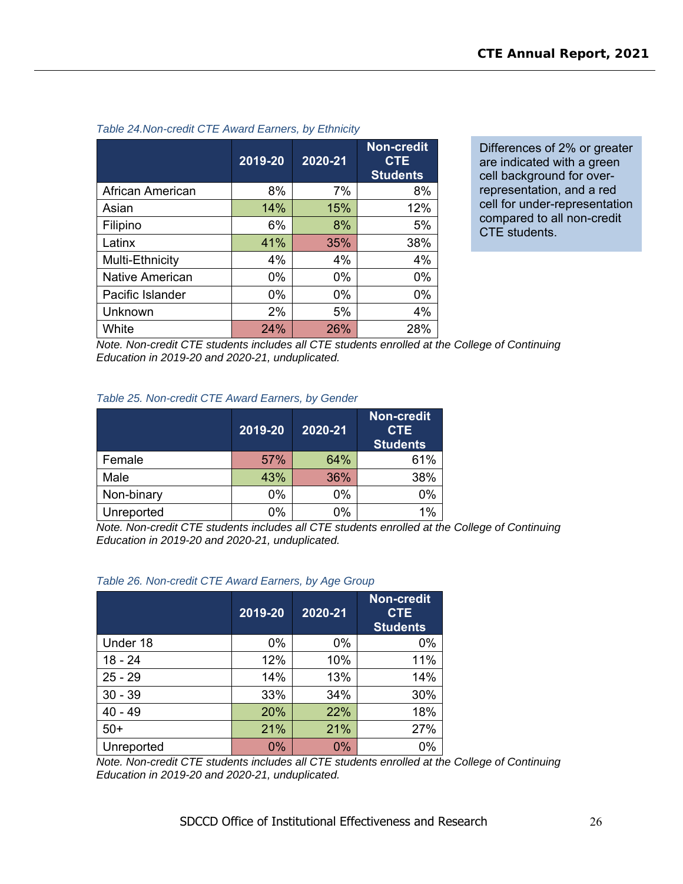*Table 24.Non-credit CTE Award Earners, by Ethnicity*

| | 2019-20 | 2020-21 | Non-credit CTE Students |
|---|---|---|---|
| African American | 8% | 7% | 8% |
| Asian | 14% | 15% | 12% |
| Filipino | 6% | 8% | 5% |
| Latinx | 41% | 35% | 38% |
| Multi-Ethnicity | 4% | 4% | 4% |
| Native American | 0% | 0% | 0% |
| Pacific Islander | 0% | 0% | 0% |
| Unknown | 2% | 5% | 4% |
| White | 24% | 26% | 28% |

*Note. Non-credit CTE students includes all CTE students enrolled at the College of Continuing Education in 2019-20 and 2020-21, unduplicated.*

Differences of 2% or greater are indicated with a green cell background for over-representation, and a red cell for under-representation compared to all non-credit CTE students.

*Table 25. Non-credit CTE Award Earners, by Gender*

| | 2019-20 | 2020-21 | Non-credit CTE Students |
|---|---|---|---|
| Female | 57% | 64% | 61% |
| Male | 43% | 36% | 38% |
| Non-binary | 0% | 0% | 0% |
| Unreported | 0% | 0% | 1% |

*Note. Non-credit CTE students includes all CTE students enrolled at the College of Continuing Education in 2019-20 and 2020-21, unduplicated.*

*Table 26. Non-credit CTE Award Earners, by Age Group*

| | 2019-20 | 2020-21 | Non-credit CTE Students |
|---|---|---|---|
| Under 18 | 0% | 0% | 0% |
| 18 - 24 | 12% | 10% | 11% |
| 25 - 29 | 14% | 13% | 14% |
| 30 - 39 | 33% | 34% | 30% |
| 40 - 49 | 20% | 22% | 18% |
| 50+ | 21% | 21% | 27% |
| Unreported | 0% | 0% | 0% |

*Note. Non-credit CTE students includes all CTE students enrolled at the College of Continuing Education in 2019-20 and 2020-21, unduplicated.*